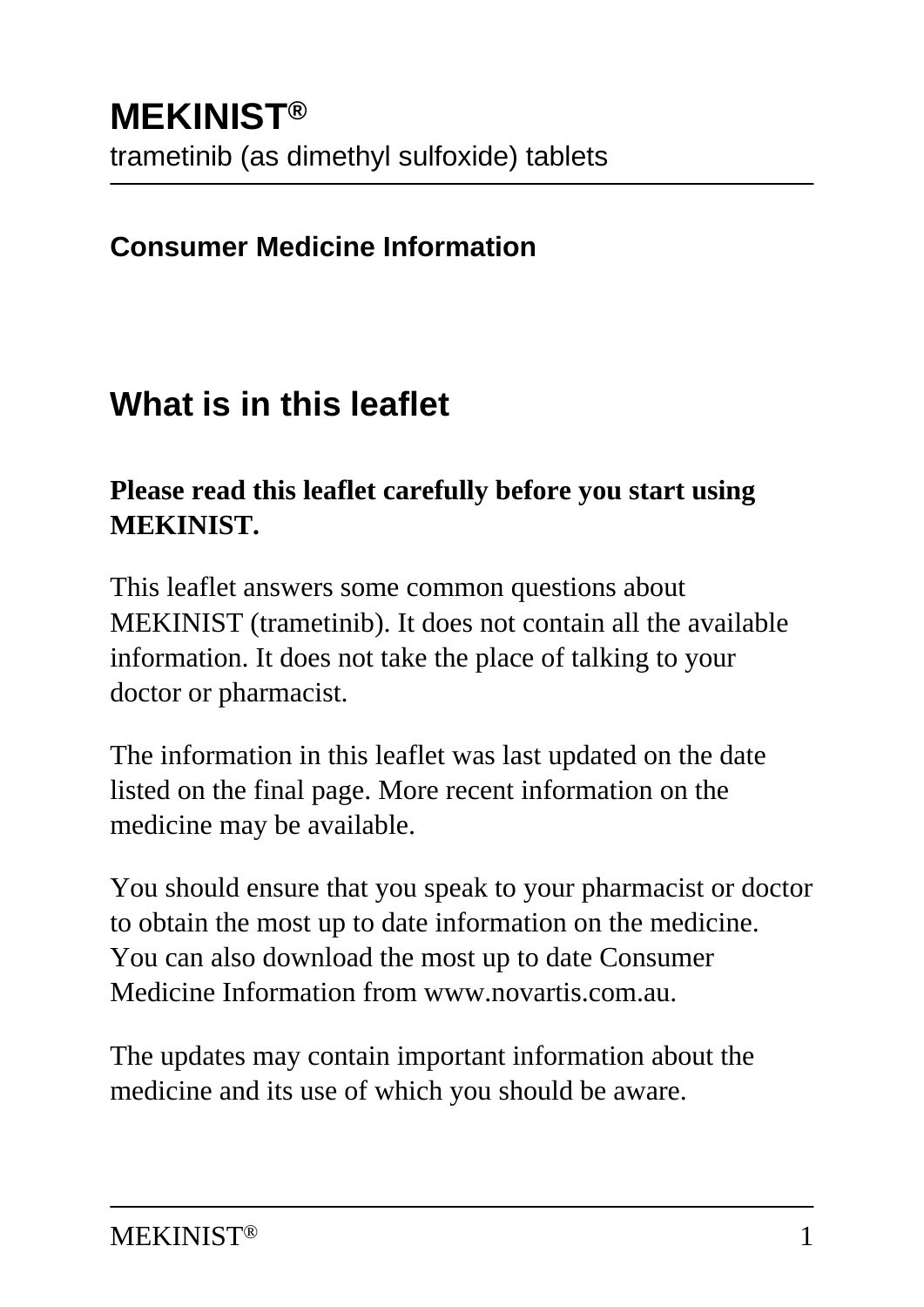# MEKINIST®

trametinib (as dimethyl sulfoxide) tablets

**Consumer Medicine Information**

## What is in this leaflet

**Please read this leaflet carefully before you start using MEKINIST.**

This leaflet answers some common questions about MEKINIST (trametinib). It does not contain all the available information. It does not take the place of talking to your doctor or pharmacist.

The information in this leaflet was last updated on the date listed on the final page. More recent information on the medicine may be available.

You should ensure that you speak to your pharmacist or doctor to obtain the most up to date information on the medicine. You can also download the most up to date Consumer Medicine Information from www.novartis.com.au.

The updates may contain important information about the medicine and its use of which you should be aware.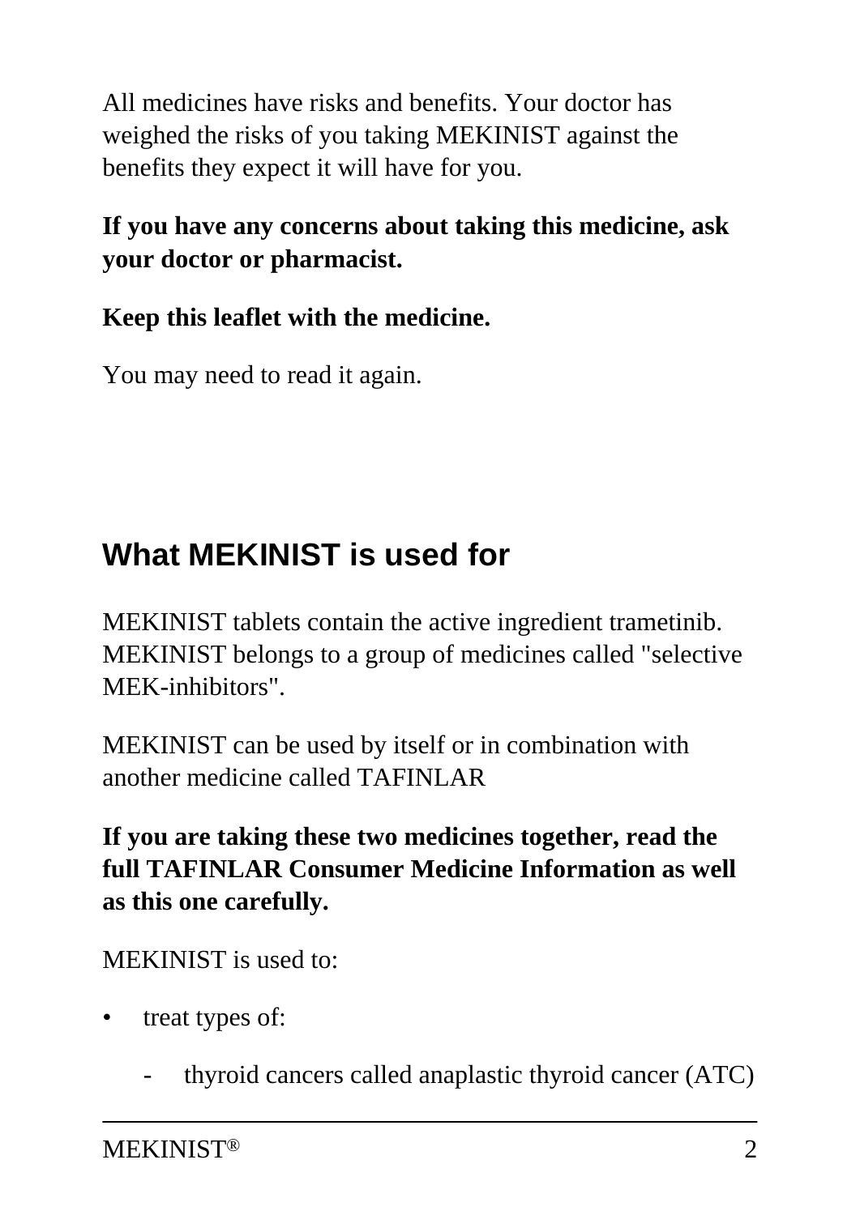All medicines have risks and benefits. Your doctor has weighed the risks of you taking MEKINIST against the benefits they expect it will have for you.

**If you have any concerns about taking this medicine, ask your doctor or pharmacist.**

**Keep this leaflet with the medicine.**

You may need to read it again.

## What MEKINIST is used for

MEKINIST tablets contain the active ingredient trametinib. MEKINIST belongs to a group of medicines called "selective MEK-inhibitors".

MEKINIST can be used by itself or in combination with another medicine called TAFINLAR

**If you are taking these two medicines together, read the full TAFINLAR Consumer Medicine Information as well as this one carefully.**

MEKINIST is used to:

- treat types of:
  - thyroid cancers called anaplastic thyroid cancer (ATC)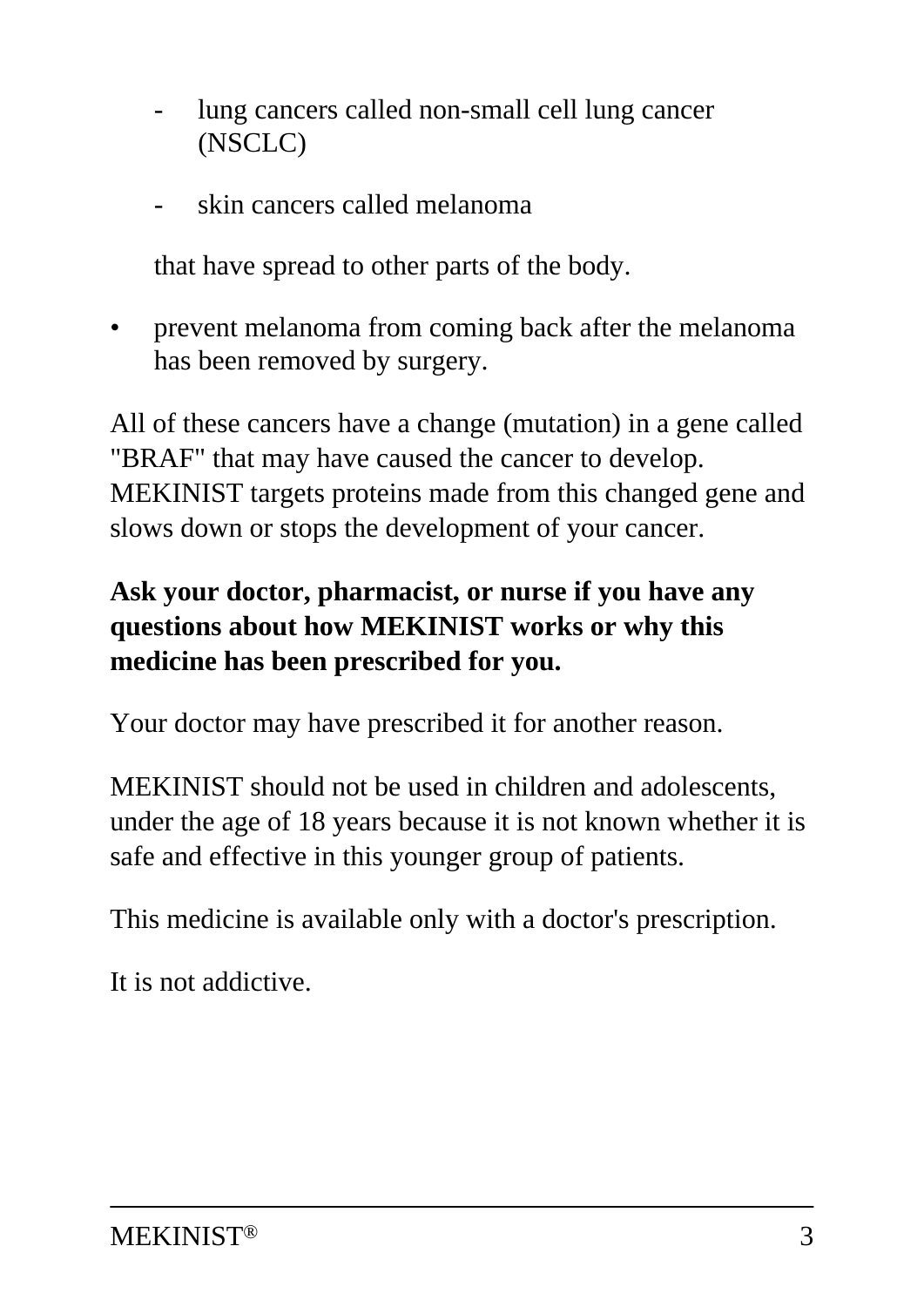- lung cancers called non-small cell lung cancer (NSCLC)
    - skin cancers called melanoma

  that have spread to other parts of the body.

- prevent melanoma from coming back after the melanoma has been removed by surgery.

All of these cancers have a change (mutation) in a gene called "BRAF" that may have caused the cancer to develop. MEKINIST targets proteins made from this changed gene and slows down or stops the development of your cancer.

**Ask your doctor, pharmacist, or nurse if you have any questions about how MEKINIST works or why this medicine has been prescribed for you.**

Your doctor may have prescribed it for another reason.

MEKINIST should not be used in children and adolescents, under the age of 18 years because it is not known whether it is safe and effective in this younger group of patients.

This medicine is available only with a doctor's prescription.

It is not addictive.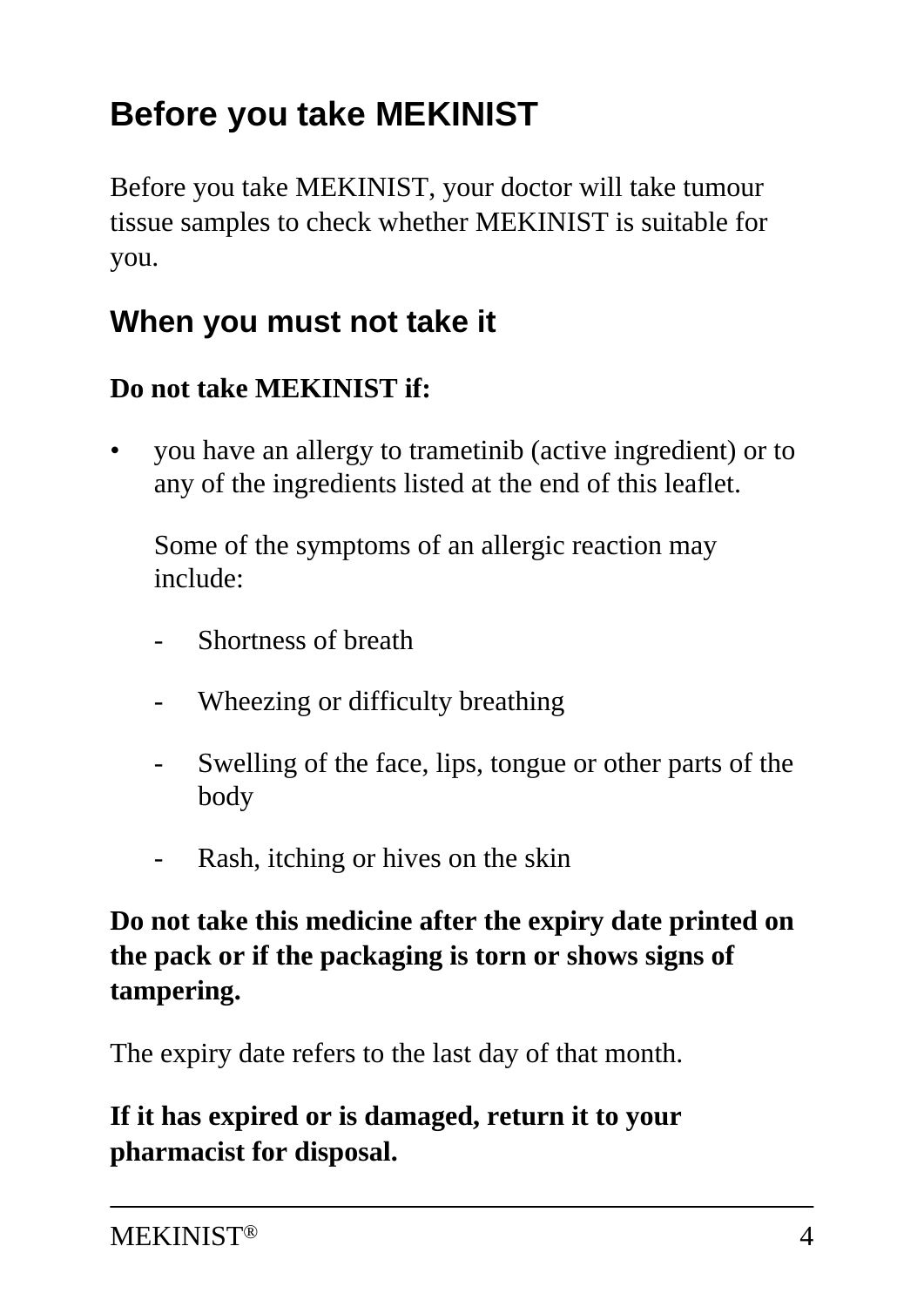## Before you take MEKINIST

Before you take MEKINIST, your doctor will take tumour tissue samples to check whether MEKINIST is suitable for you.

### When you must not take it

**Do not take MEKINIST if:**

- you have an allergy to trametinib (active ingredient) or to any of the ingredients listed at the end of this leaflet.

  Some of the symptoms of an allergic reaction may include:

  - Shortness of breath
  - Wheezing or difficulty breathing
  - Swelling of the face, lips, tongue or other parts of the body
  - Rash, itching or hives on the skin

**Do not take this medicine after the expiry date printed on the pack or if the packaging is torn or shows signs of tampering.**

The expiry date refers to the last day of that month.

**If it has expired or is damaged, return it to your pharmacist for disposal.**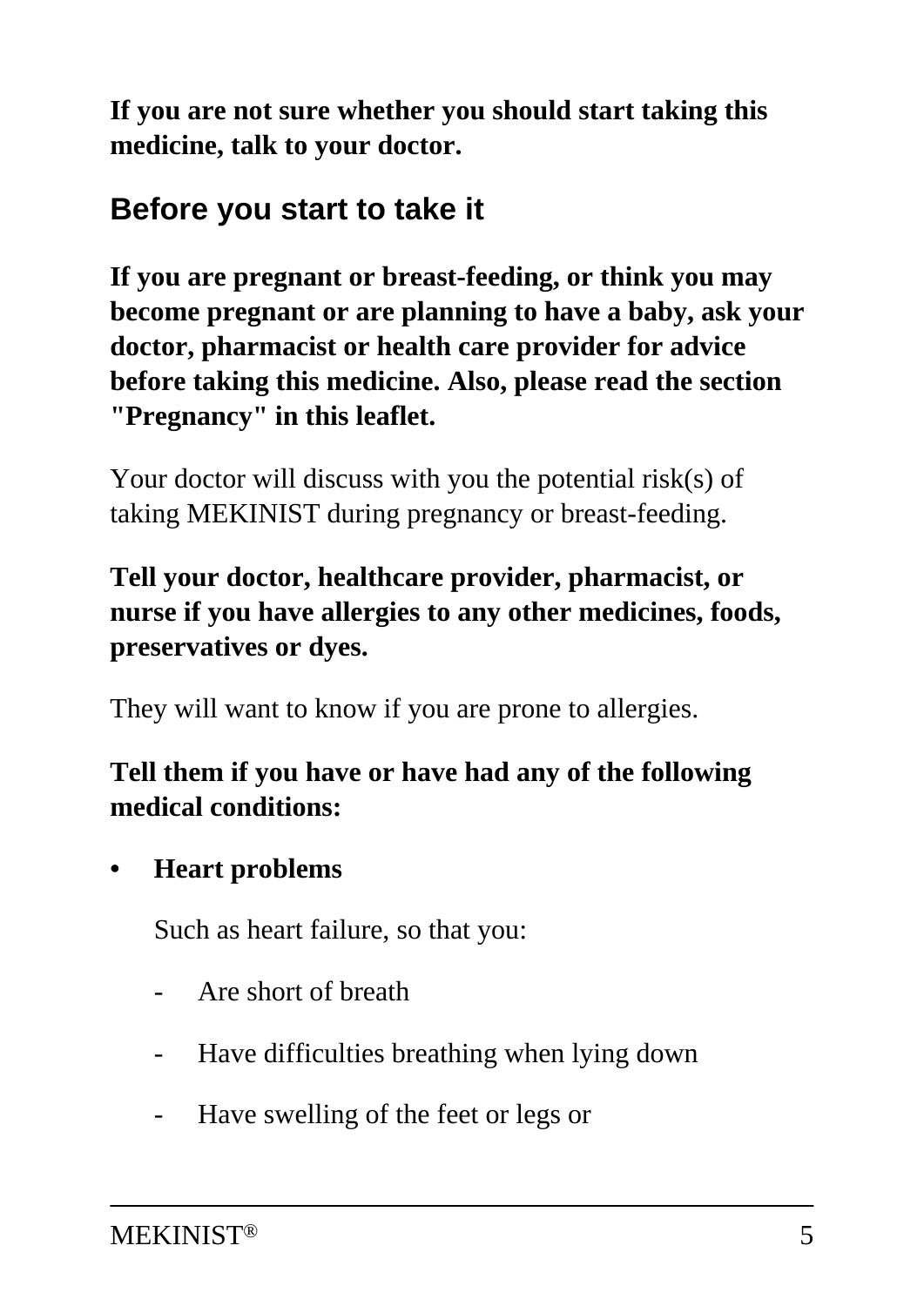**If you are not sure whether you should start taking this medicine, talk to your doctor.**

## Before you start to take it

**If you are pregnant or breast-feeding, or think you may become pregnant or are planning to have a baby, ask your doctor, pharmacist or health care provider for advice before taking this medicine. Also, please read the section "Pregnancy" in this leaflet.**

Your doctor will discuss with you the potential risk(s) of taking MEKINIST during pregnancy or breast-feeding.

**Tell your doctor, healthcare provider, pharmacist, or nurse if you have allergies to any other medicines, foods, preservatives or dyes.**

They will want to know if you are prone to allergies.

**Tell them if you have or have had any of the following medical conditions:**

- **Heart problems**

  Such as heart failure, so that you:

  - Are short of breath
  - Have difficulties breathing when lying down
  - Have swelling of the feet or legs or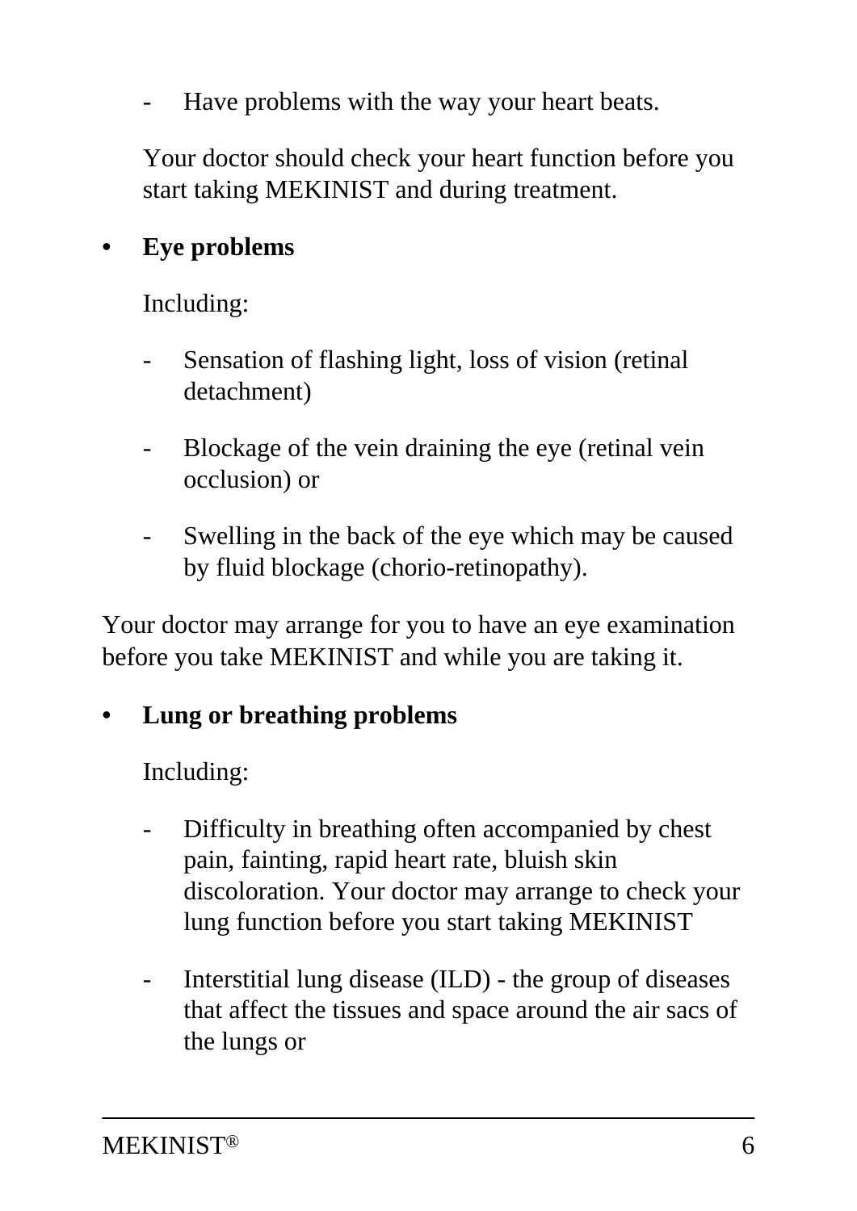- Have problems with the way your heart beats.

  Your doctor should check your heart function before you start taking MEKINIST and during treatment.

- **Eye problems**

  Including:

  - Sensation of flashing light, loss of vision (retinal detachment)
  - Blockage of the vein draining the eye (retinal vein occlusion) or
  - Swelling in the back of the eye which may be caused by fluid blockage (chorio-retinopathy).

Your doctor may arrange for you to have an eye examination before you take MEKINIST and while you are taking it.

- **Lung or breathing problems**

  Including:

  - Difficulty in breathing often accompanied by chest pain, fainting, rapid heart rate, bluish skin discoloration. Your doctor may arrange to check your lung function before you start taking MEKINIST
  - Interstitial lung disease (ILD) - the group of diseases that affect the tissues and space around the air sacs of the lungs or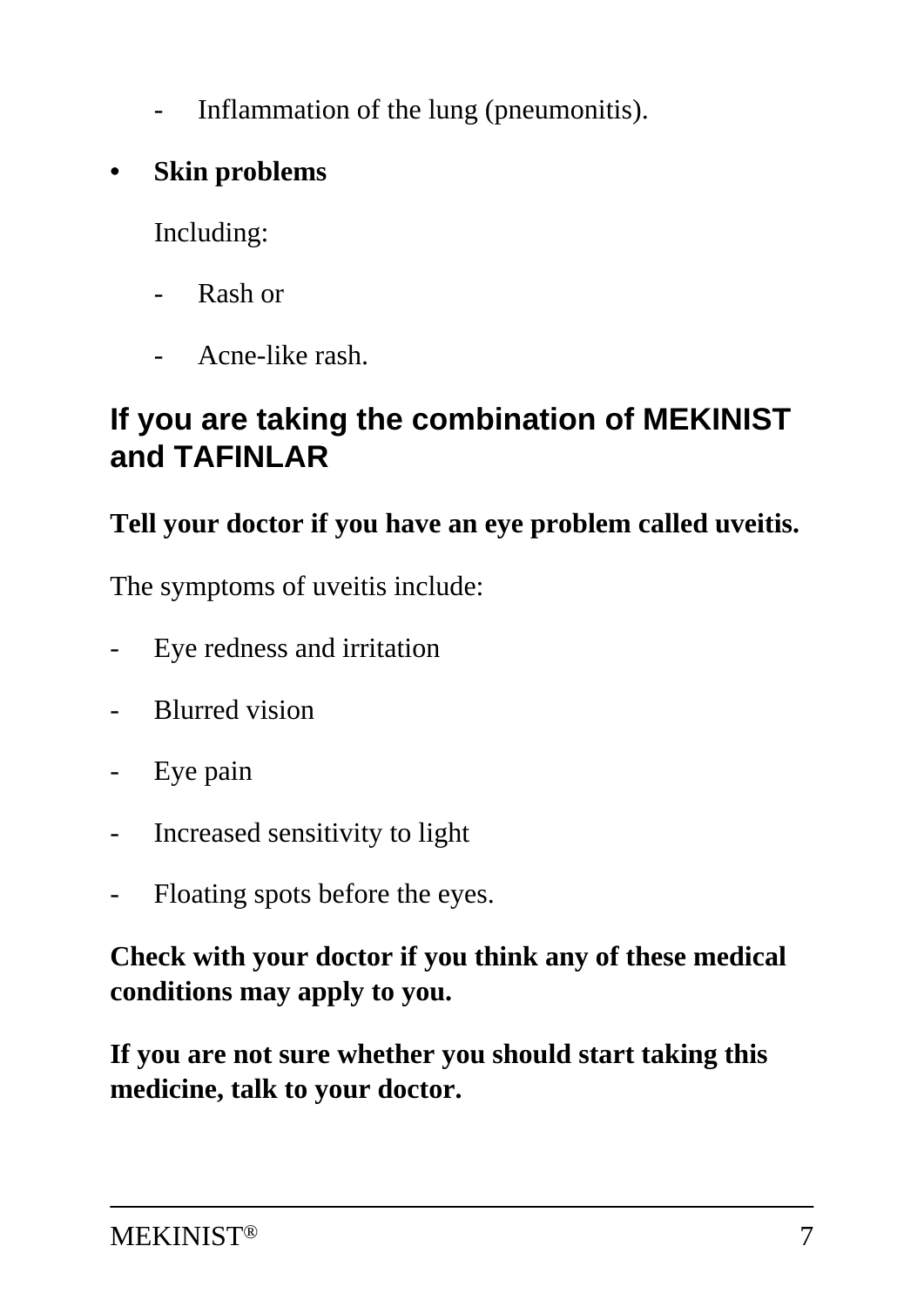- Inflammation of the lung (pneumonitis).

- **Skin problems**

  Including:

  - Rash or
  - Acne-like rash.

## If you are taking the combination of MEKINIST and TAFINLAR

**Tell your doctor if you have an eye problem called uveitis.**

The symptoms of uveitis include:

- Eye redness and irritation
- Blurred vision
- Eye pain
- Increased sensitivity to light
- Floating spots before the eyes.

**Check with your doctor if you think any of these medical conditions may apply to you.**

**If you are not sure whether you should start taking this medicine, talk to your doctor.**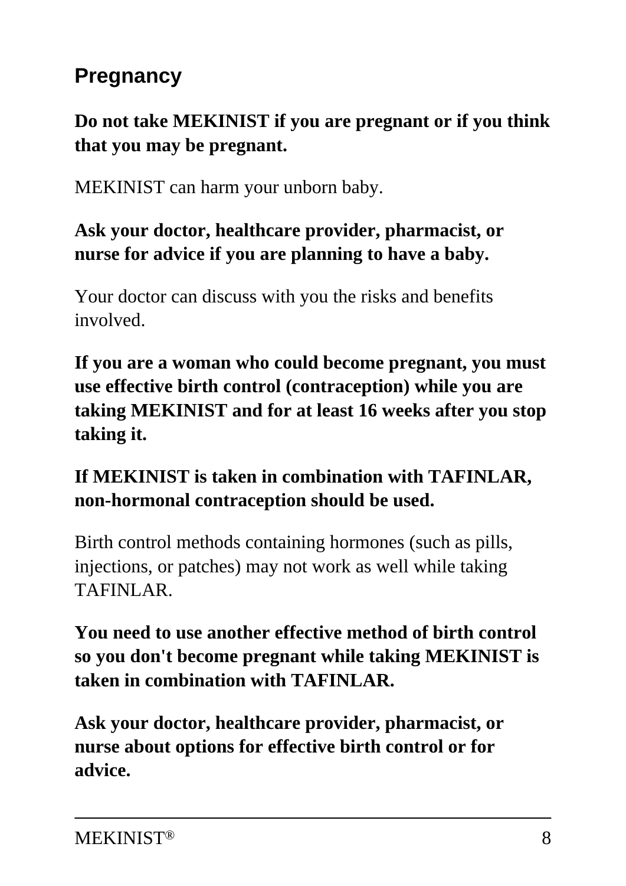## Pregnancy

**Do not take MEKINIST if you are pregnant or if you think that you may be pregnant.**

MEKINIST can harm your unborn baby.

**Ask your doctor, healthcare provider, pharmacist, or nurse for advice if you are planning to have a baby.**

Your doctor can discuss with you the risks and benefits involved.

**If you are a woman who could become pregnant, you must use effective birth control (contraception) while you are taking MEKINIST and for at least 16 weeks after you stop taking it.**

**If MEKINIST is taken in combination with TAFINLAR, non-hormonal contraception should be used.**

Birth control methods containing hormones (such as pills, injections, or patches) may not work as well while taking TAFINLAR.

**You need to use another effective method of birth control so you don't become pregnant while taking MEKINIST is taken in combination with TAFINLAR.**

**Ask your doctor, healthcare provider, pharmacist, or nurse about options for effective birth control or for advice.**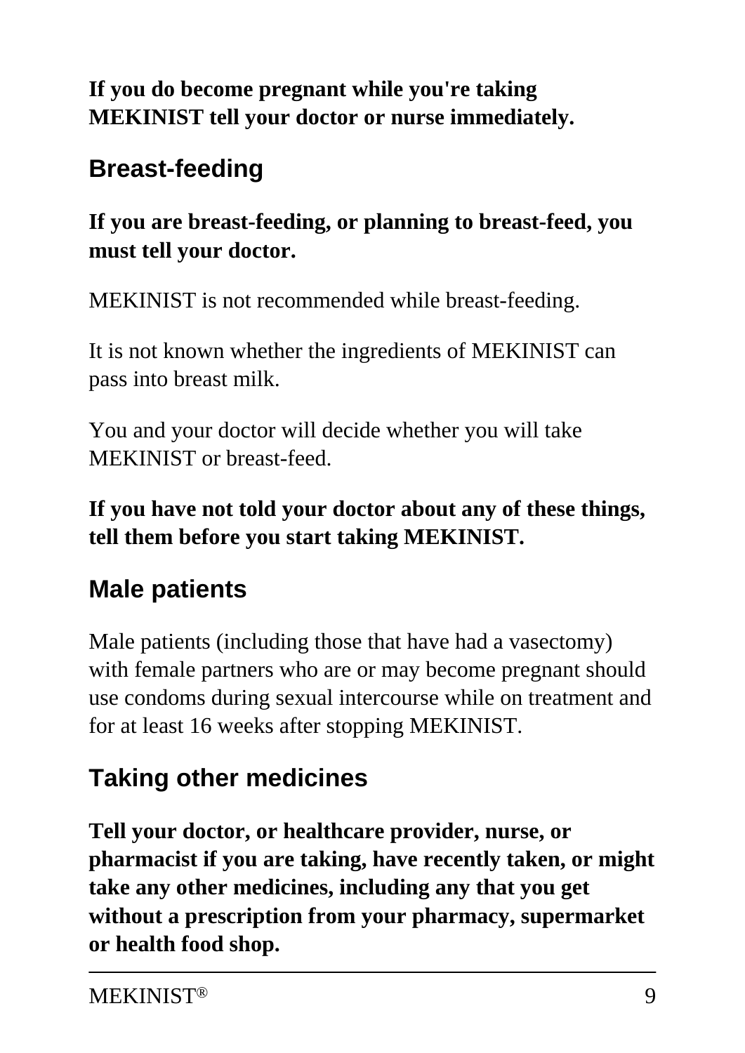**If you do become pregnant while you're taking MEKINIST tell your doctor or nurse immediately.**

## Breast-feeding

**If you are breast-feeding, or planning to breast-feed, you must tell your doctor.**

MEKINIST is not recommended while breast-feeding.

It is not known whether the ingredients of MEKINIST can pass into breast milk.

You and your doctor will decide whether you will take MEKINIST or breast-feed.

**If you have not told your doctor about any of these things, tell them before you start taking MEKINIST.**

## Male patients

Male patients (including those that have had a vasectomy) with female partners who are or may become pregnant should use condoms during sexual intercourse while on treatment and for at least 16 weeks after stopping MEKINIST.

## Taking other medicines

**Tell your doctor, or healthcare provider, nurse, or pharmacist if you are taking, have recently taken, or might take any other medicines, including any that you get without a prescription from your pharmacy, supermarket or health food shop.**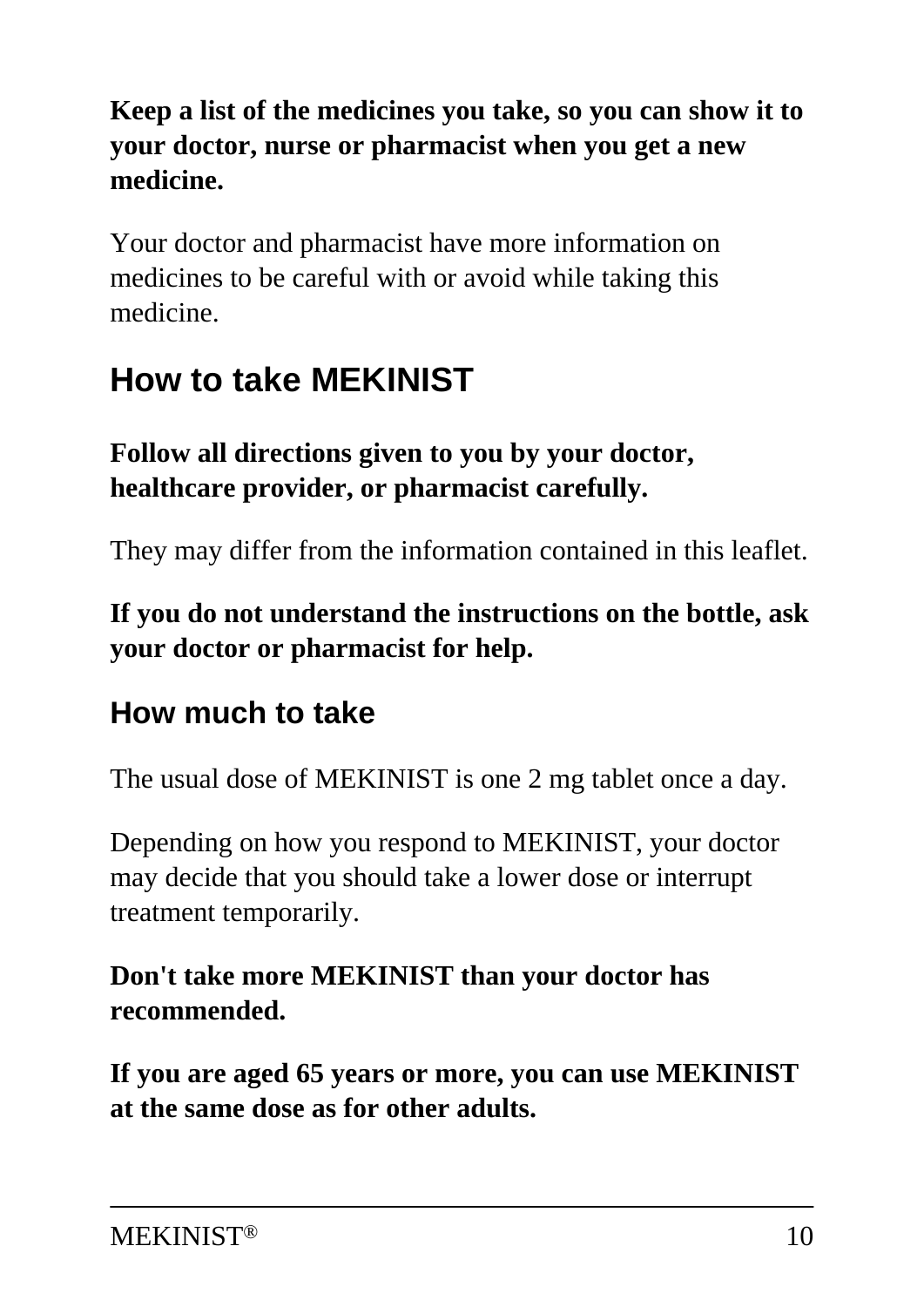**Keep a list of the medicines you take, so you can show it to your doctor, nurse or pharmacist when you get a new medicine.**

Your doctor and pharmacist have more information on medicines to be careful with or avoid while taking this medicine.

## How to take MEKINIST

**Follow all directions given to you by your doctor, healthcare provider, or pharmacist carefully.**

They may differ from the information contained in this leaflet.

**If you do not understand the instructions on the bottle, ask your doctor or pharmacist for help.**

### How much to take

The usual dose of MEKINIST is one 2 mg tablet once a day.

Depending on how you respond to MEKINIST, your doctor may decide that you should take a lower dose or interrupt treatment temporarily.

**Don't take more MEKINIST than your doctor has recommended.**

**If you are aged 65 years or more, you can use MEKINIST at the same dose as for other adults.**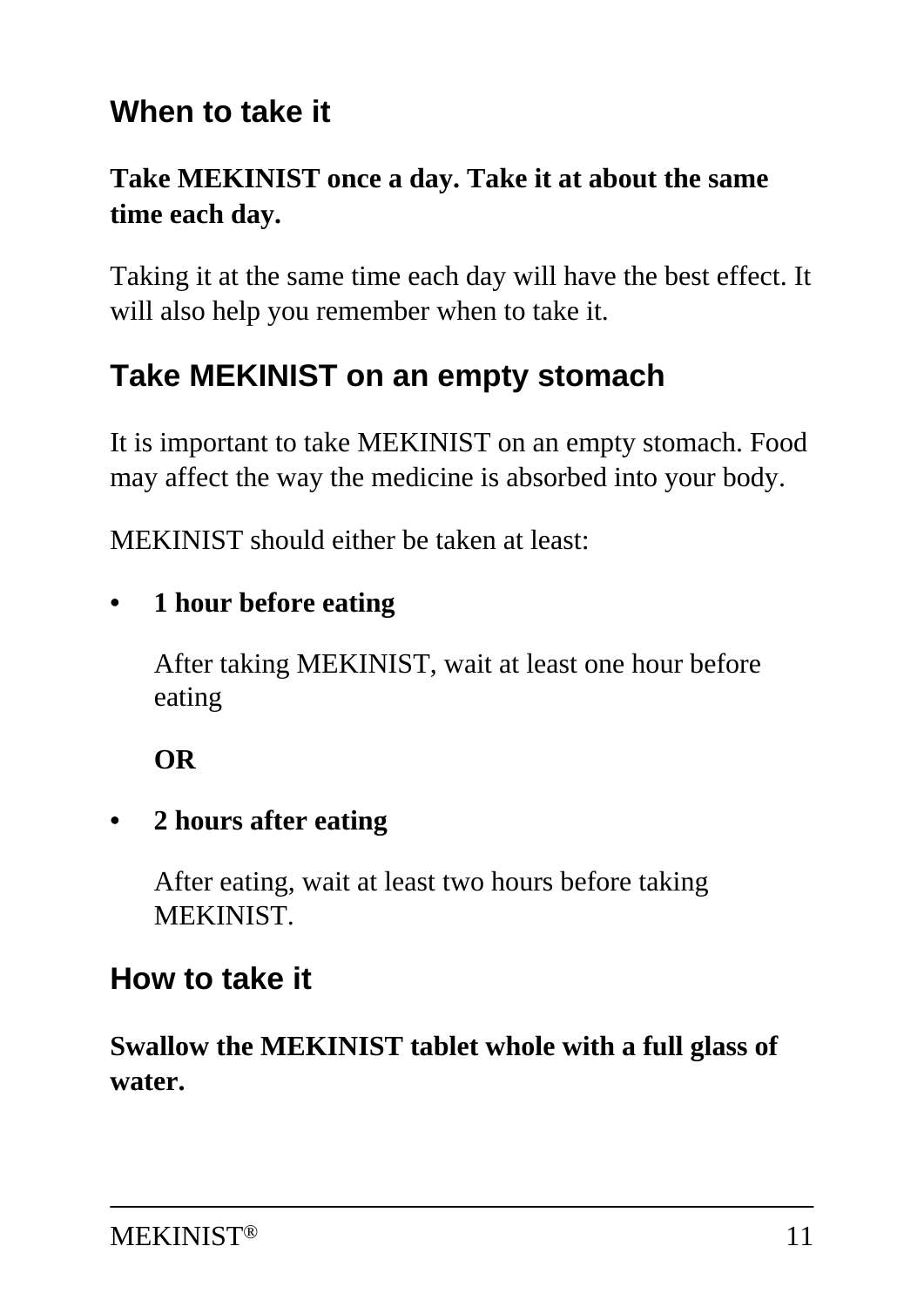## When to take it

**Take MEKINIST once a day. Take it at about the same time each day.**

Taking it at the same time each day will have the best effect. It will also help you remember when to take it.

## Take MEKINIST on an empty stomach

It is important to take MEKINIST on an empty stomach. Food may affect the way the medicine is absorbed into your body.

MEKINIST should either be taken at least:

- **1 hour before eating**

  After taking MEKINIST, wait at least one hour before eating

  **OR**

- **2 hours after eating**

  After eating, wait at least two hours before taking MEKINIST.

## How to take it

**Swallow the MEKINIST tablet whole with a full glass of water.**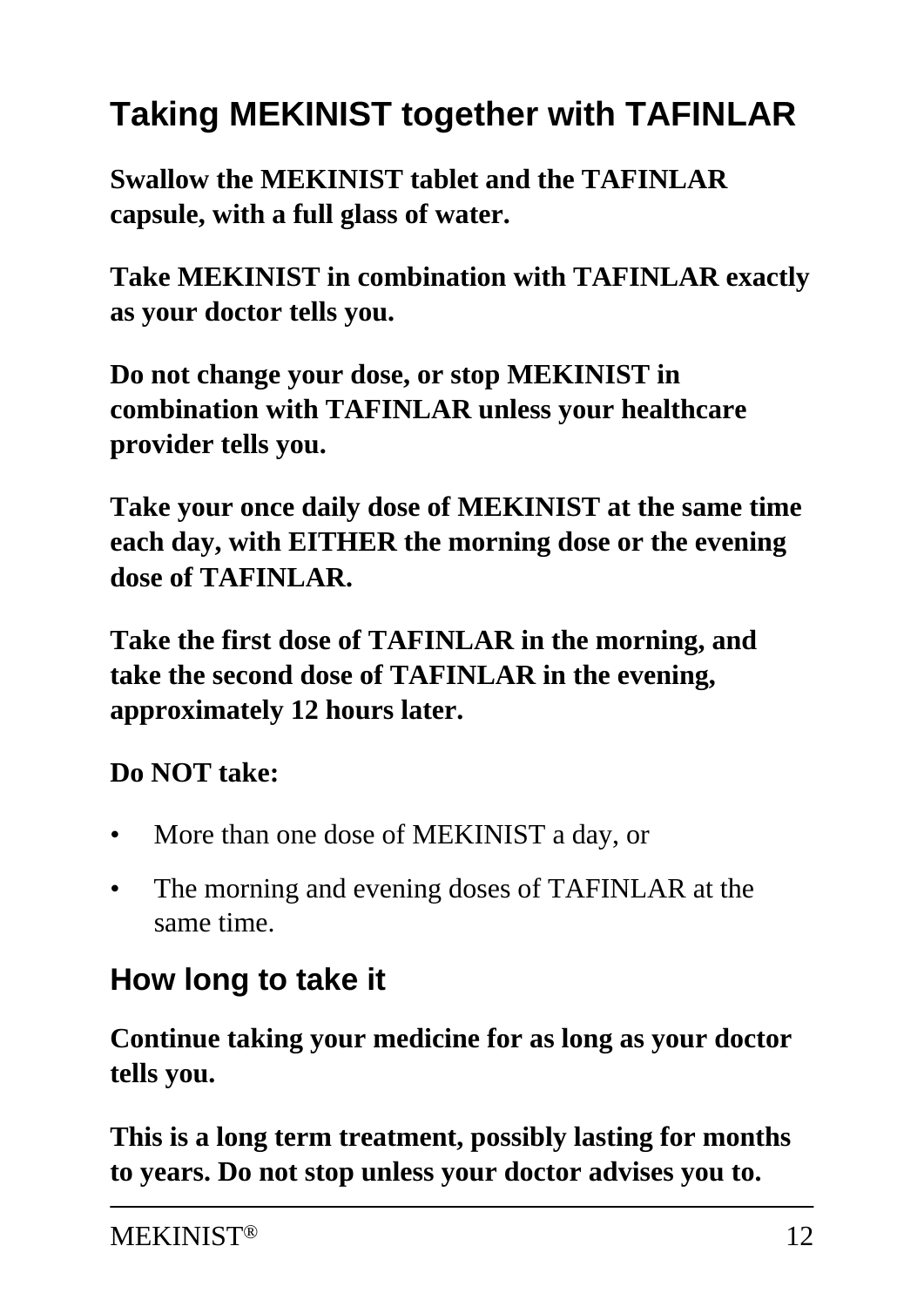## Taking MEKINIST together with TAFINLAR

**Swallow the MEKINIST tablet and the TAFINLAR capsule, with a full glass of water.**

**Take MEKINIST in combination with TAFINLAR exactly as your doctor tells you.**

**Do not change your dose, or stop MEKINIST in combination with TAFINLAR unless your healthcare provider tells you.**

**Take your once daily dose of MEKINIST at the same time each day, with EITHER the morning dose or the evening dose of TAFINLAR.**

**Take the first dose of TAFINLAR in the morning, and take the second dose of TAFINLAR in the evening, approximately 12 hours later.**

**Do NOT take:**

- More than one dose of MEKINIST a day, or
- The morning and evening doses of TAFINLAR at the same time.

## How long to take it

**Continue taking your medicine for as long as your doctor tells you.**

**This is a long term treatment, possibly lasting for months to years. Do not stop unless your doctor advises you to.**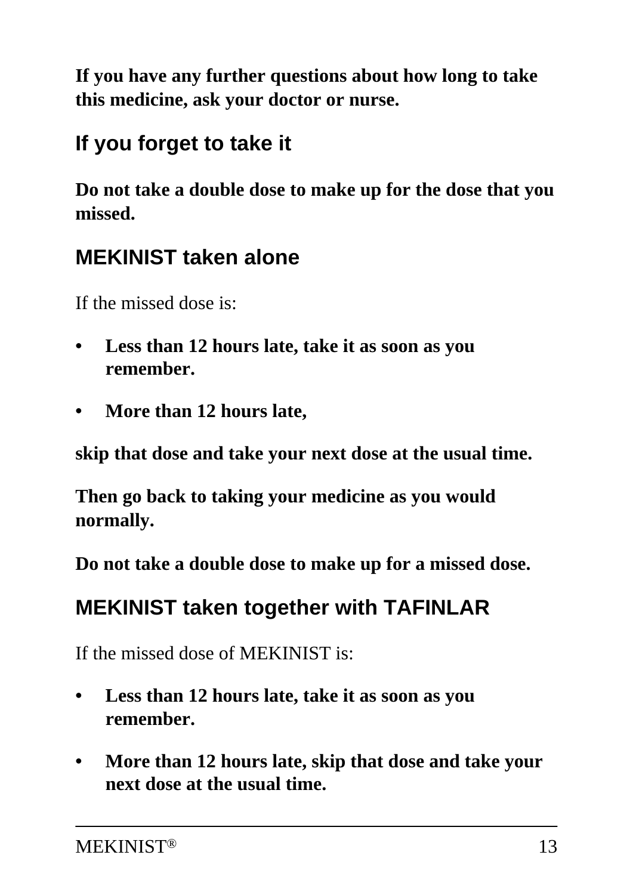**If you have any further questions about how long to take this medicine, ask your doctor or nurse.**

## If you forget to take it

**Do not take a double dose to make up for the dose that you missed.**

## MEKINIST taken alone

If the missed dose is:

- **Less than 12 hours late, take it as soon as you remember.**
- **More than 12 hours late,**

**skip that dose and take your next dose at the usual time.**

**Then go back to taking your medicine as you would normally.**

**Do not take a double dose to make up for a missed dose.**

## MEKINIST taken together with TAFINLAR

If the missed dose of MEKINIST is:

- **Less than 12 hours late, take it as soon as you remember.**
- **More than 12 hours late, skip that dose and take your next dose at the usual time.**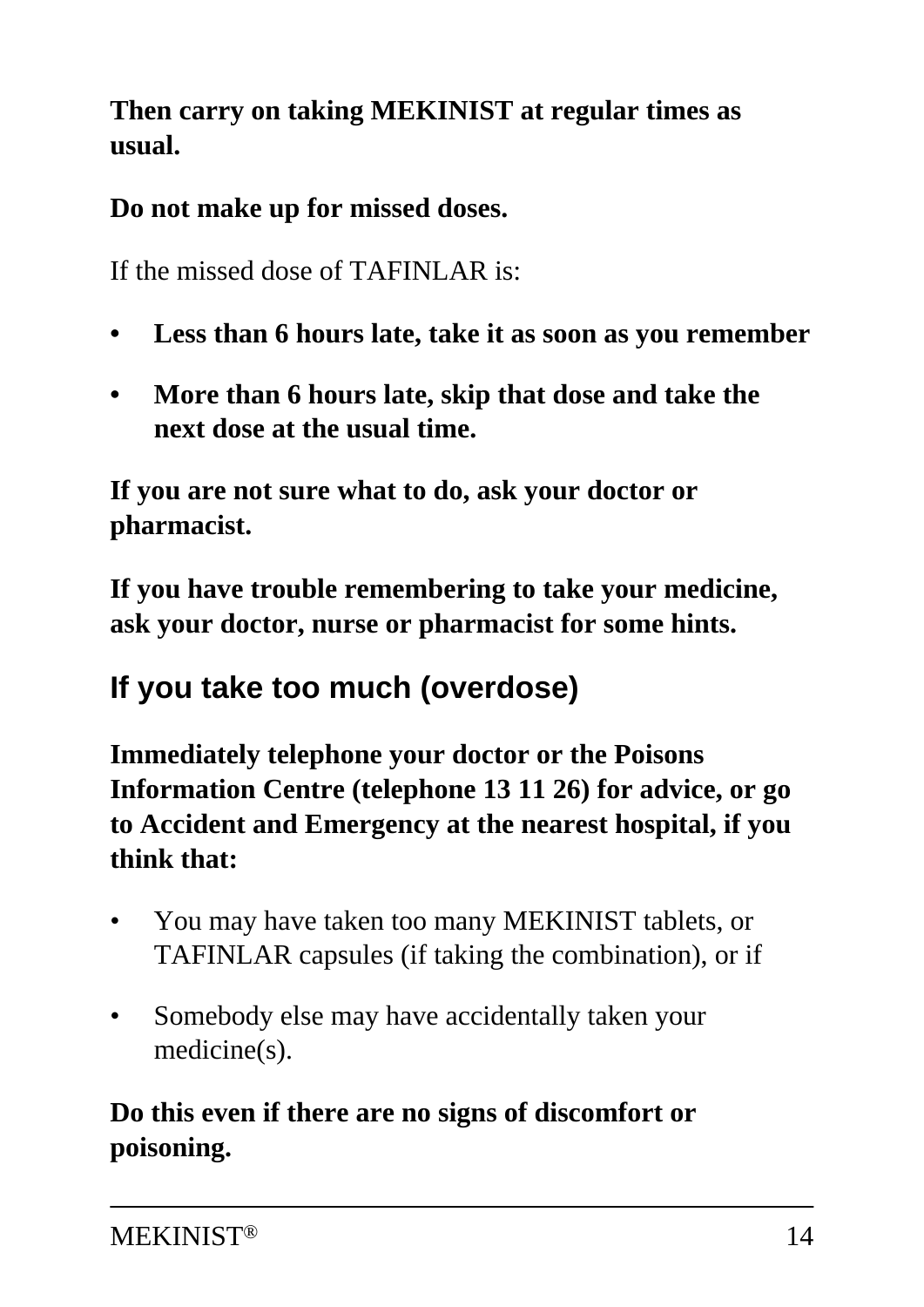**Then carry on taking MEKINIST at regular times as usual.**

**Do not make up for missed doses.**

If the missed dose of TAFINLAR is:

- **Less than 6 hours late, take it as soon as you remember**
- **More than 6 hours late, skip that dose and take the next dose at the usual time.**

**If you are not sure what to do, ask your doctor or pharmacist.**

**If you have trouble remembering to take your medicine, ask your doctor, nurse or pharmacist for some hints.**

## If you take too much (overdose)

**Immediately telephone your doctor or the Poisons Information Centre (telephone 13 11 26) for advice, or go to Accident and Emergency at the nearest hospital, if you think that:**

- You may have taken too many MEKINIST tablets, or TAFINLAR capsules (if taking the combination), or if
- Somebody else may have accidentally taken your medicine(s).

**Do this even if there are no signs of discomfort or poisoning.**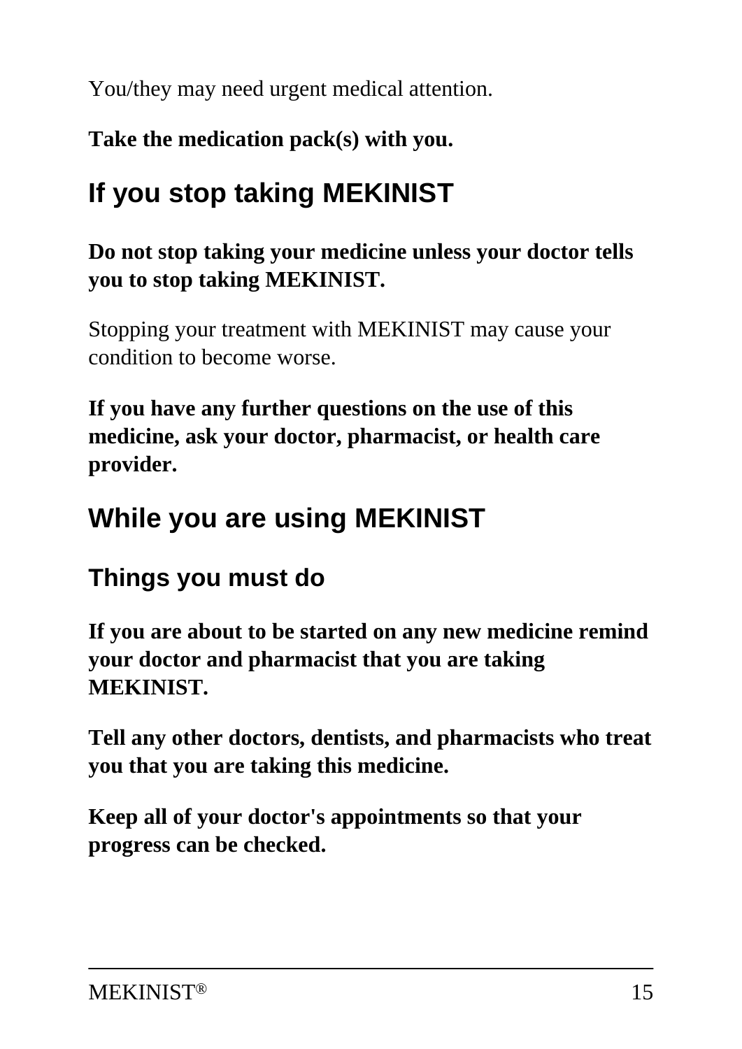You/they may need urgent medical attention.

**Take the medication pack(s) with you.**

## If you stop taking MEKINIST

**Do not stop taking your medicine unless your doctor tells you to stop taking MEKINIST.**

Stopping your treatment with MEKINIST may cause your condition to become worse.

**If you have any further questions on the use of this medicine, ask your doctor, pharmacist, or health care provider.**

## While you are using MEKINIST

### Things you must do

**If you are about to be started on any new medicine remind your doctor and pharmacist that you are taking MEKINIST.**

**Tell any other doctors, dentists, and pharmacists who treat you that you are taking this medicine.**

**Keep all of your doctor's appointments so that your progress can be checked.**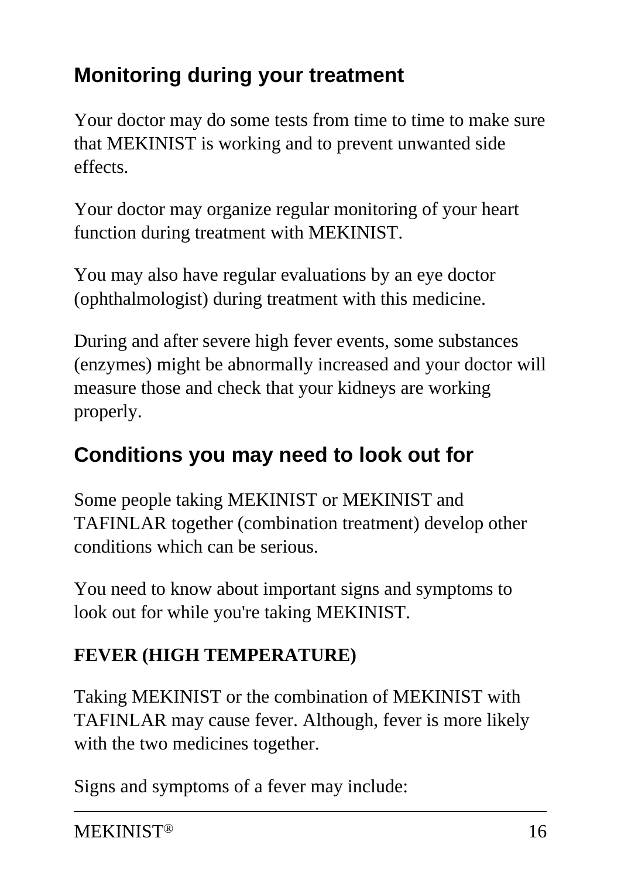## Monitoring during your treatment

Your doctor may do some tests from time to time to make sure that MEKINIST is working and to prevent unwanted side effects.

Your doctor may organize regular monitoring of your heart function during treatment with MEKINIST.

You may also have regular evaluations by an eye doctor (ophthalmologist) during treatment with this medicine.

During and after severe high fever events, some substances (enzymes) might be abnormally increased and your doctor will measure those and check that your kidneys are working properly.

## Conditions you may need to look out for

Some people taking MEKINIST or MEKINIST and TAFINLAR together (combination treatment) develop other conditions which can be serious.

You need to know about important signs and symptoms to look out for while you're taking MEKINIST.

**FEVER (HIGH TEMPERATURE)**

Taking MEKINIST or the combination of MEKINIST with TAFINLAR may cause fever. Although, fever is more likely with the two medicines together.

Signs and symptoms of a fever may include: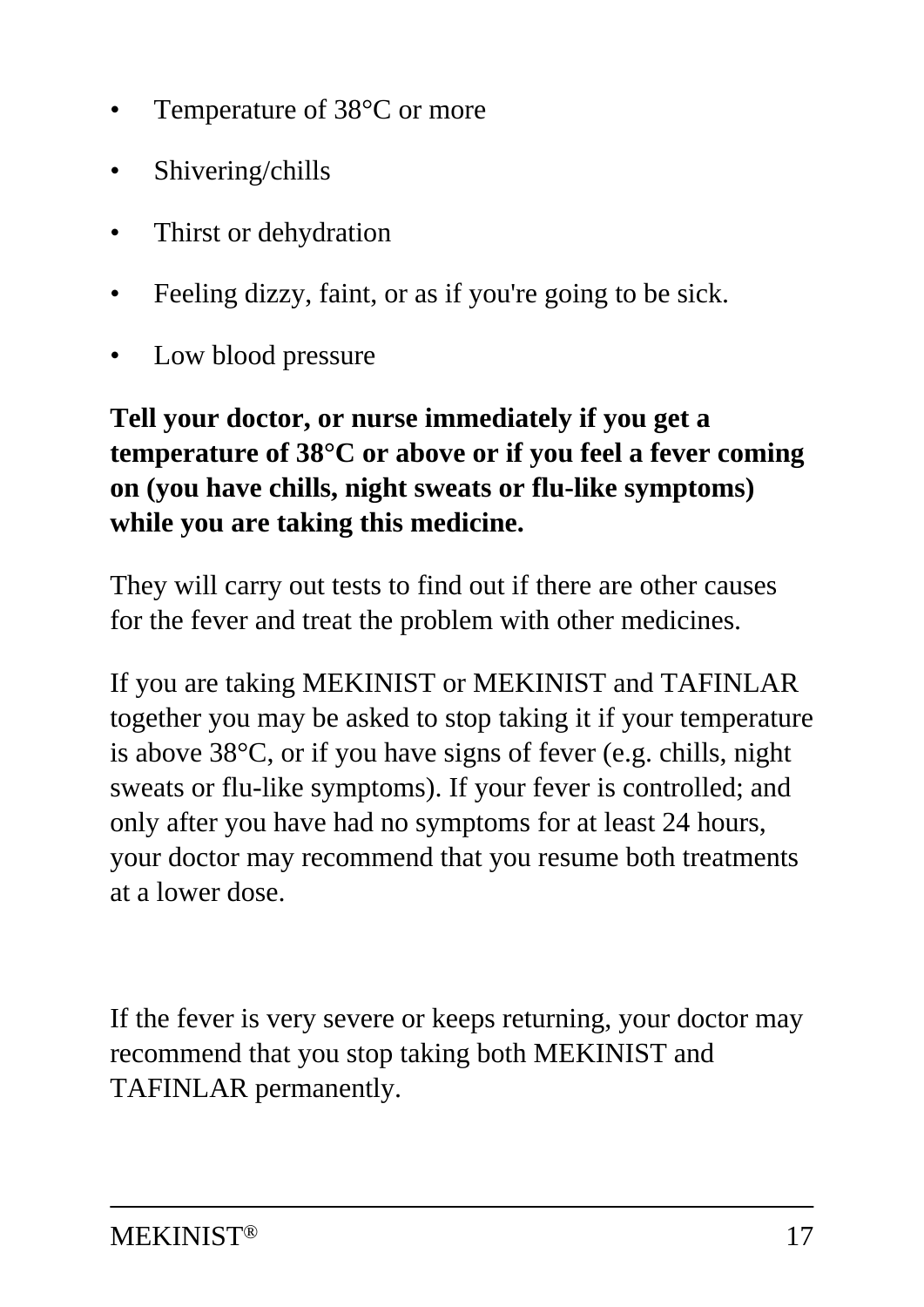- Temperature of 38°C or more
- Shivering/chills
- Thirst or dehydration
- Feeling dizzy, faint, or as if you're going to be sick.
- Low blood pressure

**Tell your doctor, or nurse immediately if you get a temperature of 38°C or above or if you feel a fever coming on (you have chills, night sweats or flu-like symptoms) while you are taking this medicine.**

They will carry out tests to find out if there are other causes for the fever and treat the problem with other medicines.

If you are taking MEKINIST or MEKINIST and TAFINLAR together you may be asked to stop taking it if your temperature is above 38°C, or if you have signs of fever (e.g. chills, night sweats or flu-like symptoms). If your fever is controlled; and only after you have had no symptoms for at least 24 hours, your doctor may recommend that you resume both treatments at a lower dose.

If the fever is very severe or keeps returning, your doctor may recommend that you stop taking both MEKINIST and TAFINLAR permanently.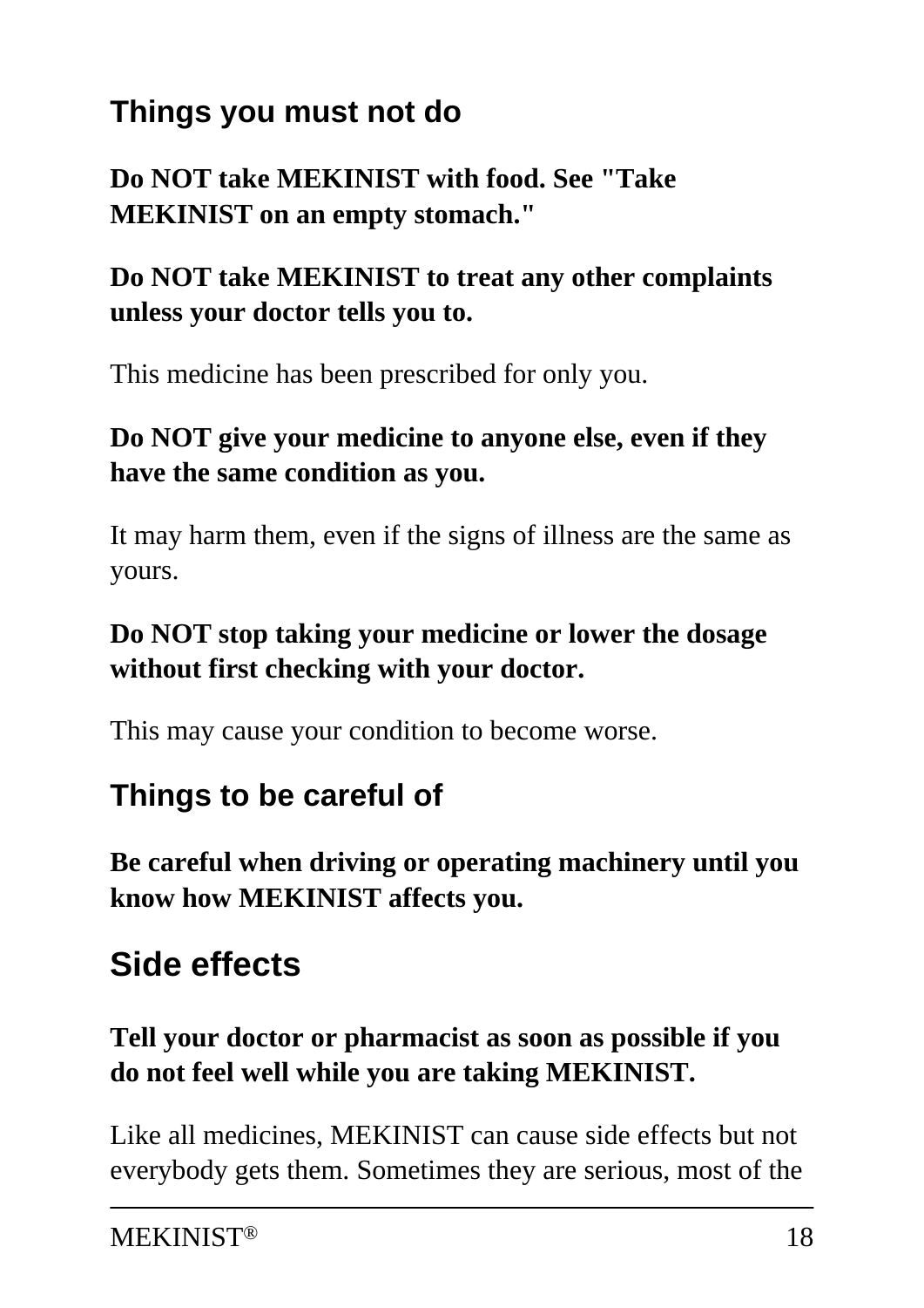## Things you must not do

**Do NOT take MEKINIST with food. See "Take MEKINIST on an empty stomach."**

**Do NOT take MEKINIST to treat any other complaints unless your doctor tells you to.**

This medicine has been prescribed for only you.

**Do NOT give your medicine to anyone else, even if they have the same condition as you.**

It may harm them, even if the signs of illness are the same as yours.

**Do NOT stop taking your medicine or lower the dosage without first checking with your doctor.**

This may cause your condition to become worse.

## Things to be careful of

**Be careful when driving or operating machinery until you know how MEKINIST affects you.**

# Side effects

**Tell your doctor or pharmacist as soon as possible if you do not feel well while you are taking MEKINIST.**

Like all medicines, MEKINIST can cause side effects but not everybody gets them. Sometimes they are serious, most of the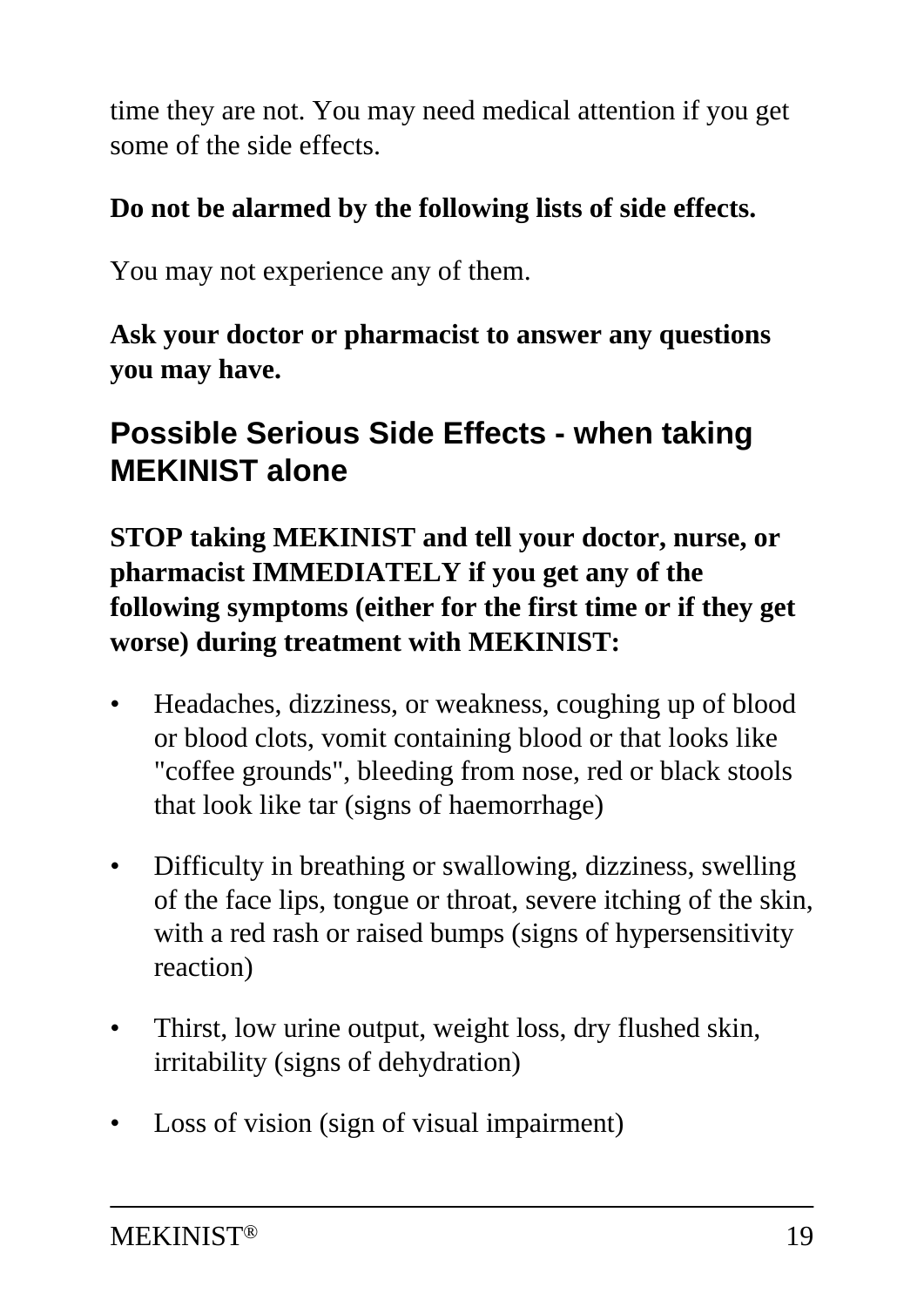time they are not. You may need medical attention if you get some of the side effects.

**Do not be alarmed by the following lists of side effects.**

You may not experience any of them.

**Ask your doctor or pharmacist to answer any questions you may have.**

## Possible Serious Side Effects - when taking MEKINIST alone

**STOP taking MEKINIST and tell your doctor, nurse, or pharmacist IMMEDIATELY if you get any of the following symptoms (either for the first time or if they get worse) during treatment with MEKINIST:**

- Headaches, dizziness, or weakness, coughing up of blood or blood clots, vomit containing blood or that looks like "coffee grounds", bleeding from nose, red or black stools that look like tar (signs of haemorrhage)
- Difficulty in breathing or swallowing, dizziness, swelling of the face lips, tongue or throat, severe itching of the skin, with a red rash or raised bumps (signs of hypersensitivity reaction)
- Thirst, low urine output, weight loss, dry flushed skin, irritability (signs of dehydration)
- Loss of vision (sign of visual impairment)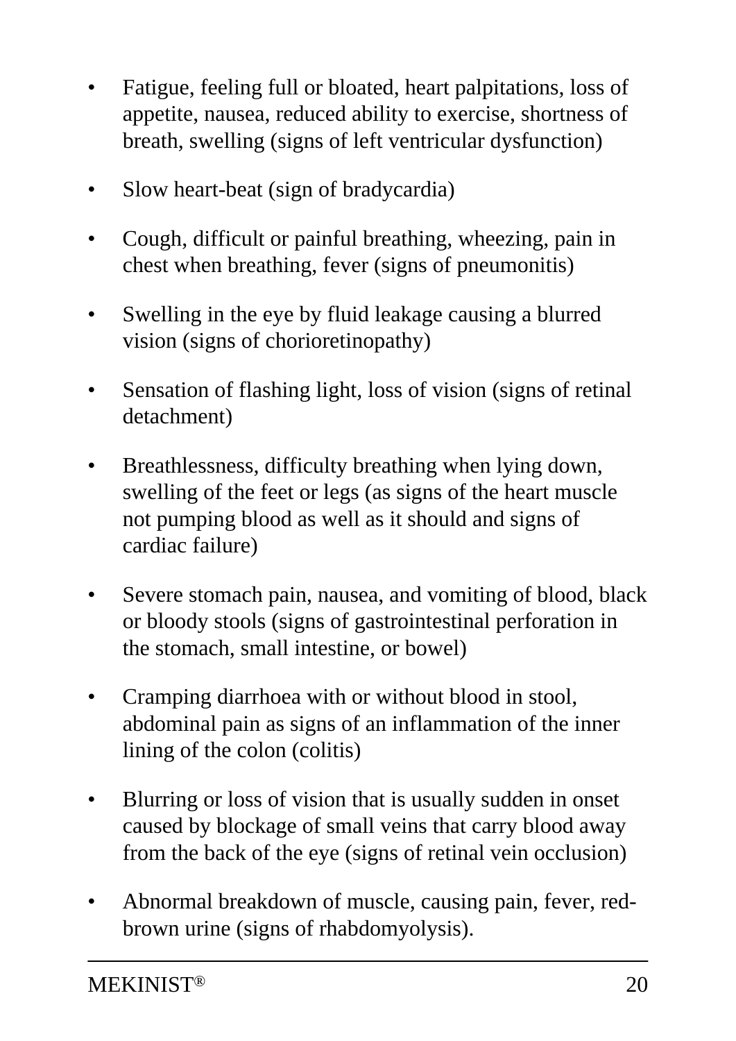- Fatigue, feeling full or bloated, heart palpitations, loss of appetite, nausea, reduced ability to exercise, shortness of breath, swelling (signs of left ventricular dysfunction)
- Slow heart-beat (sign of bradycardia)
- Cough, difficult or painful breathing, wheezing, pain in chest when breathing, fever (signs of pneumonitis)
- Swelling in the eye by fluid leakage causing a blurred vision (signs of chorioretinopathy)
- Sensation of flashing light, loss of vision (signs of retinal detachment)
- Breathlessness, difficulty breathing when lying down, swelling of the feet or legs (as signs of the heart muscle not pumping blood as well as it should and signs of cardiac failure)
- Severe stomach pain, nausea, and vomiting of blood, black or bloody stools (signs of gastrointestinal perforation in the stomach, small intestine, or bowel)
- Cramping diarrhoea with or without blood in stool, abdominal pain as signs of an inflammation of the inner lining of the colon (colitis)
- Blurring or loss of vision that is usually sudden in onset caused by blockage of small veins that carry blood away from the back of the eye (signs of retinal vein occlusion)
- Abnormal breakdown of muscle, causing pain, fever, red-brown urine (signs of rhabdomyolysis).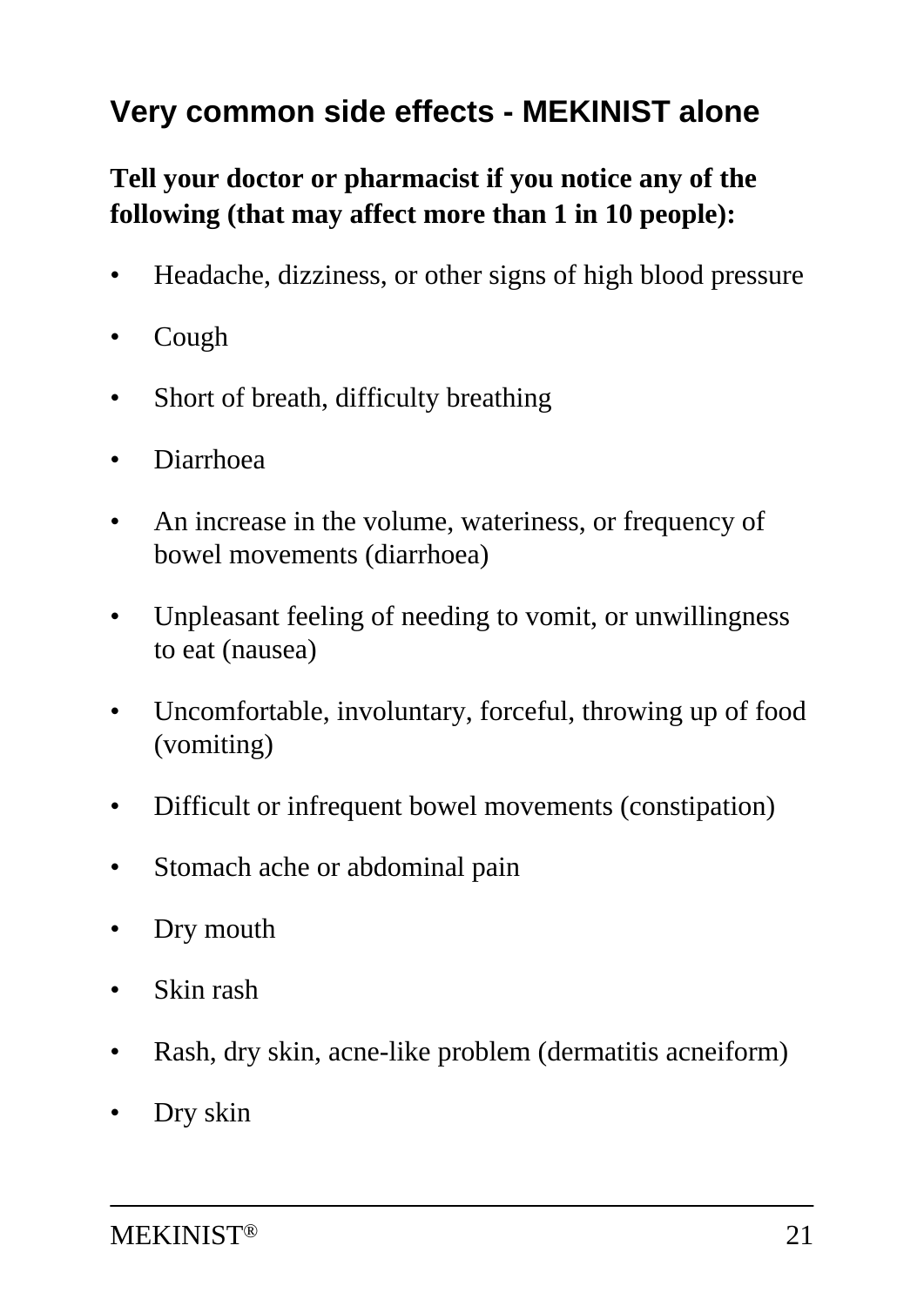## Very common side effects - MEKINIST alone

**Tell your doctor or pharmacist if you notice any of the following (that may affect more than 1 in 10 people):**

- Headache, dizziness, or other signs of high blood pressure
- Cough
- Short of breath, difficulty breathing
- Diarrhoea
- An increase in the volume, wateriness, or frequency of bowel movements (diarrhoea)
- Unpleasant feeling of needing to vomit, or unwillingness to eat (nausea)
- Uncomfortable, involuntary, forceful, throwing up of food (vomiting)
- Difficult or infrequent bowel movements (constipation)
- Stomach ache or abdominal pain
- Dry mouth
- Skin rash
- Rash, dry skin, acne-like problem (dermatitis acneiform)
- Dry skin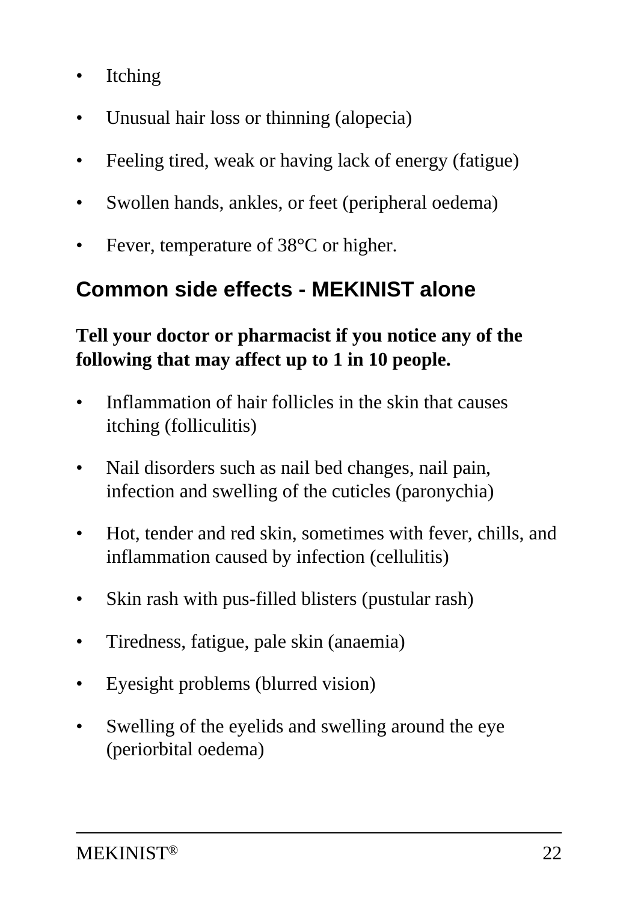- Itching
- Unusual hair loss or thinning (alopecia)
- Feeling tired, weak or having lack of energy (fatigue)
- Swollen hands, ankles, or feet (peripheral oedema)
- Fever, temperature of 38°C or higher.

## Common side effects - MEKINIST alone

**Tell your doctor or pharmacist if you notice any of the following that may affect up to 1 in 10 people.**

- Inflammation of hair follicles in the skin that causes itching (folliculitis)
- Nail disorders such as nail bed changes, nail pain, infection and swelling of the cuticles (paronychia)
- Hot, tender and red skin, sometimes with fever, chills, and inflammation caused by infection (cellulitis)
- Skin rash with pus-filled blisters (pustular rash)
- Tiredness, fatigue, pale skin (anaemia)
- Eyesight problems (blurred vision)
- Swelling of the eyelids and swelling around the eye (periorbital oedema)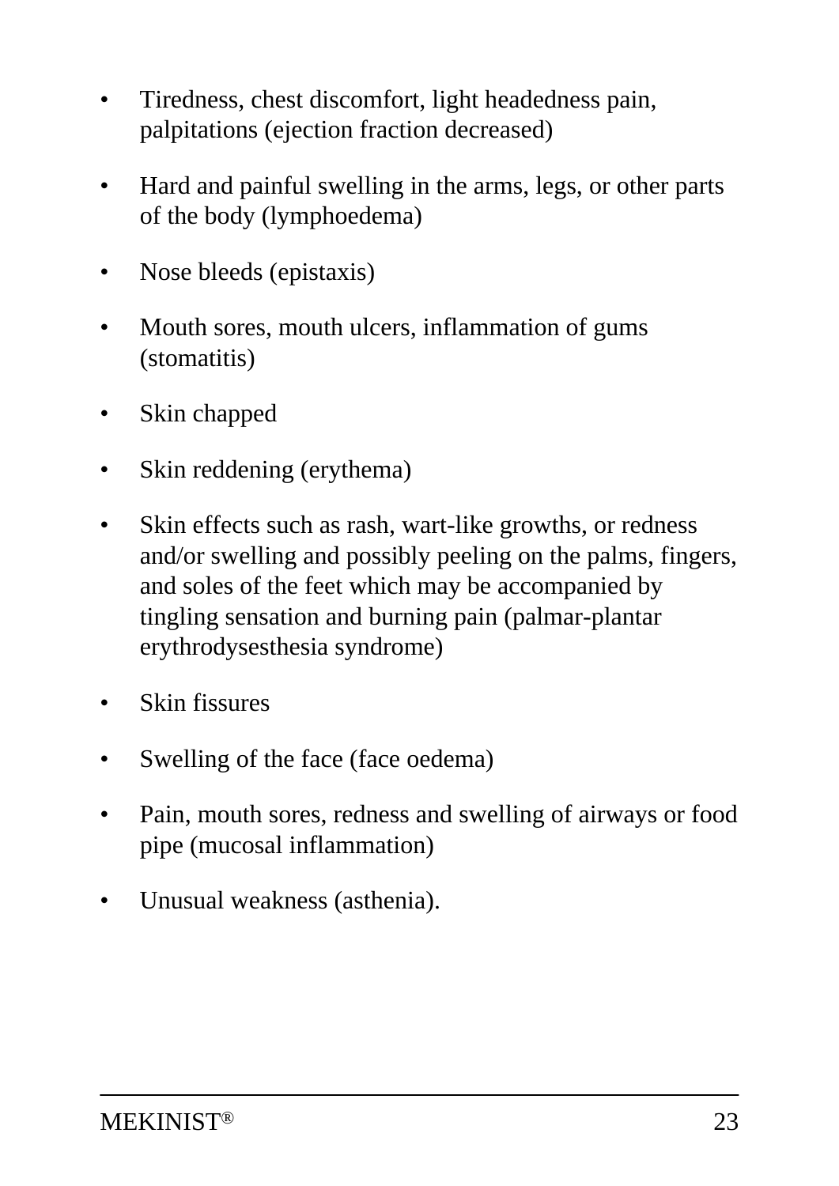- Tiredness, chest discomfort, light headedness pain, palpitations (ejection fraction decreased)
- Hard and painful swelling in the arms, legs, or other parts of the body (lymphoedema)
- Nose bleeds (epistaxis)
- Mouth sores, mouth ulcers, inflammation of gums (stomatitis)
- Skin chapped
- Skin reddening (erythema)
- Skin effects such as rash, wart-like growths, or redness and/or swelling and possibly peeling on the palms, fingers, and soles of the feet which may be accompanied by tingling sensation and burning pain (palmar-plantar erythrodysesthesia syndrome)
- Skin fissures
- Swelling of the face (face oedema)
- Pain, mouth sores, redness and swelling of airways or food pipe (mucosal inflammation)
- Unusual weakness (asthenia).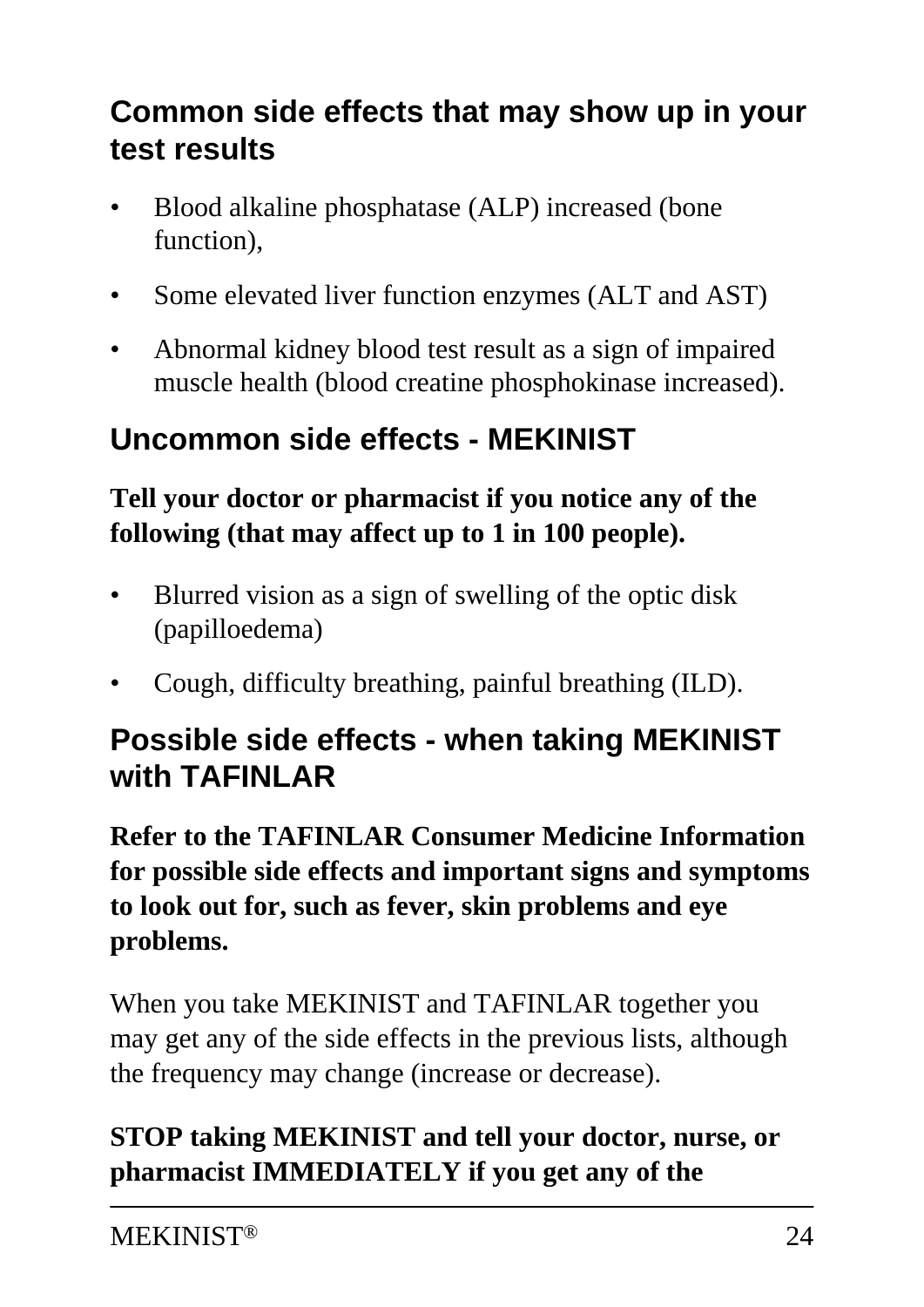## Common side effects that may show up in your test results

- Blood alkaline phosphatase (ALP) increased (bone function),
- Some elevated liver function enzymes (ALT and AST)
- Abnormal kidney blood test result as a sign of impaired muscle health (blood creatine phosphokinase increased).

## Uncommon side effects - MEKINIST

**Tell your doctor or pharmacist if you notice any of the following (that may affect up to 1 in 100 people).**

- Blurred vision as a sign of swelling of the optic disk (papilloedema)
- Cough, difficulty breathing, painful breathing (ILD).

## Possible side effects - when taking MEKINIST with TAFINLAR

**Refer to the TAFINLAR Consumer Medicine Information for possible side effects and important signs and symptoms to look out for, such as fever, skin problems and eye problems.**

When you take MEKINIST and TAFINLAR together you may get any of the side effects in the previous lists, although the frequency may change (increase or decrease).

**STOP taking MEKINIST and tell your doctor, nurse, or pharmacist IMMEDIATELY if you get any of the**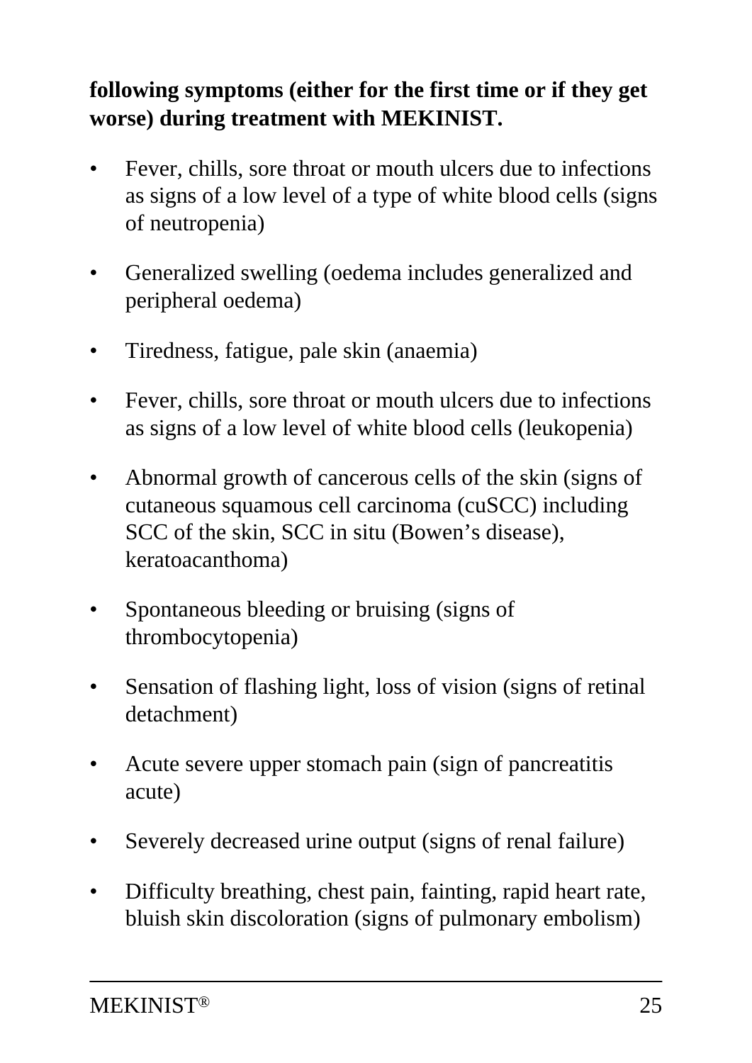**following symptoms (either for the first time or if they get worse) during treatment with MEKINIST.**

- Fever, chills, sore throat or mouth ulcers due to infections as signs of a low level of a type of white blood cells (signs of neutropenia)
- Generalized swelling (oedema includes generalized and peripheral oedema)
- Tiredness, fatigue, pale skin (anaemia)
- Fever, chills, sore throat or mouth ulcers due to infections as signs of a low level of white blood cells (leukopenia)
- Abnormal growth of cancerous cells of the skin (signs of cutaneous squamous cell carcinoma (cuSCC) including SCC of the skin, SCC in situ (Bowen's disease), keratoacanthoma)
- Spontaneous bleeding or bruising (signs of thrombocytopenia)
- Sensation of flashing light, loss of vision (signs of retinal detachment)
- Acute severe upper stomach pain (sign of pancreatitis acute)
- Severely decreased urine output (signs of renal failure)
- Difficulty breathing, chest pain, fainting, rapid heart rate, bluish skin discoloration (signs of pulmonary embolism)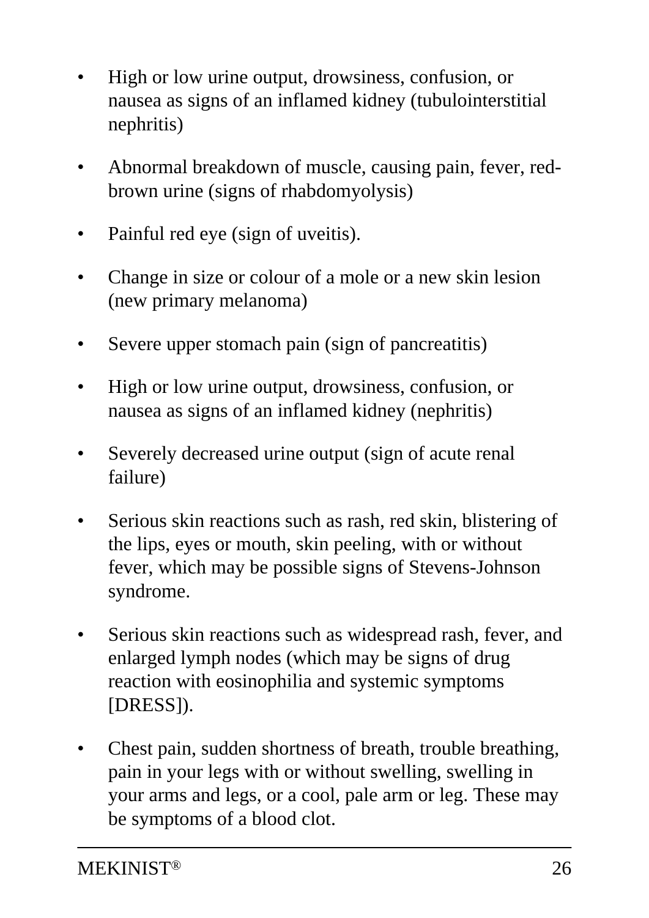- High or low urine output, drowsiness, confusion, or nausea as signs of an inflamed kidney (tubulointerstitial nephritis)
- Abnormal breakdown of muscle, causing pain, fever, red-brown urine (signs of rhabdomyolysis)
- Painful red eye (sign of uveitis).
- Change in size or colour of a mole or a new skin lesion (new primary melanoma)
- Severe upper stomach pain (sign of pancreatitis)
- High or low urine output, drowsiness, confusion, or nausea as signs of an inflamed kidney (nephritis)
- Severely decreased urine output (sign of acute renal failure)
- Serious skin reactions such as rash, red skin, blistering of the lips, eyes or mouth, skin peeling, with or without fever, which may be possible signs of Stevens-Johnson syndrome.
- Serious skin reactions such as widespread rash, fever, and enlarged lymph nodes (which may be signs of drug reaction with eosinophilia and systemic symptoms [DRESS]).
- Chest pain, sudden shortness of breath, trouble breathing, pain in your legs with or without swelling, swelling in your arms and legs, or a cool, pale arm or leg. These may be symptoms of a blood clot.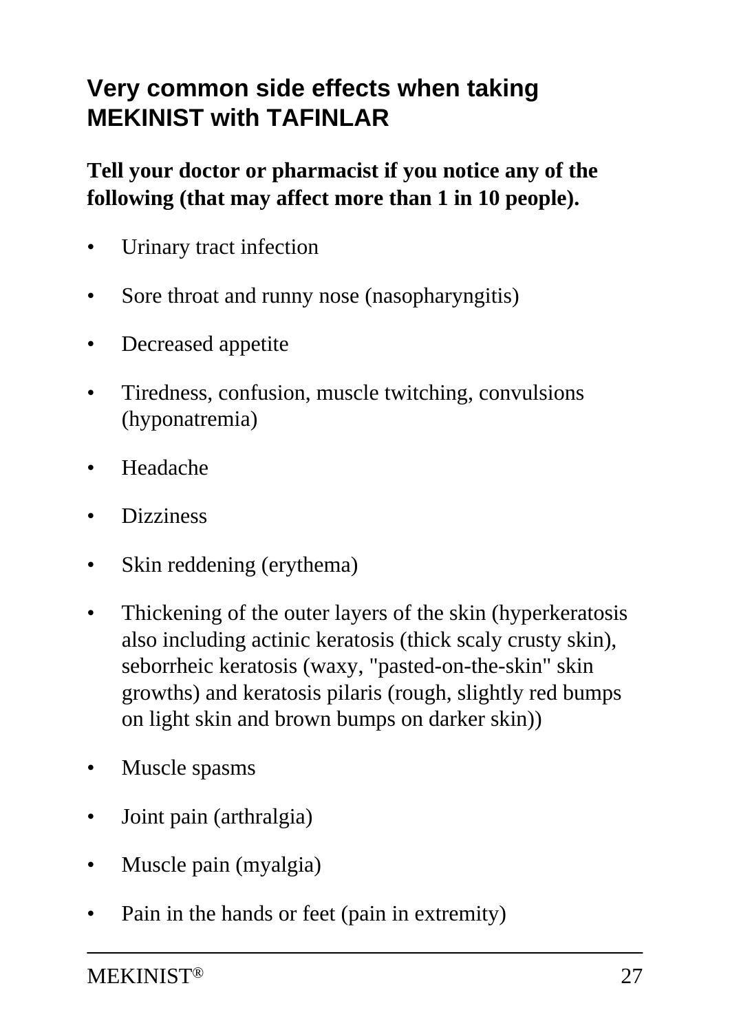## Very common side effects when taking MEKINIST with TAFINLAR

**Tell your doctor or pharmacist if you notice any of the following (that may affect more than 1 in 10 people).**

- Urinary tract infection
- Sore throat and runny nose (nasopharyngitis)
- Decreased appetite
- Tiredness, confusion, muscle twitching, convulsions (hyponatremia)
- Headache
- Dizziness
- Skin reddening (erythema)
- Thickening of the outer layers of the skin (hyperkeratosis also including actinic keratosis (thick scaly crusty skin), seborrheic keratosis (waxy, "pasted-on-the-skin" skin growths) and keratosis pilaris (rough, slightly red bumps on light skin and brown bumps on darker skin))
- Muscle spasms
- Joint pain (arthralgia)
- Muscle pain (myalgia)
- Pain in the hands or feet (pain in extremity)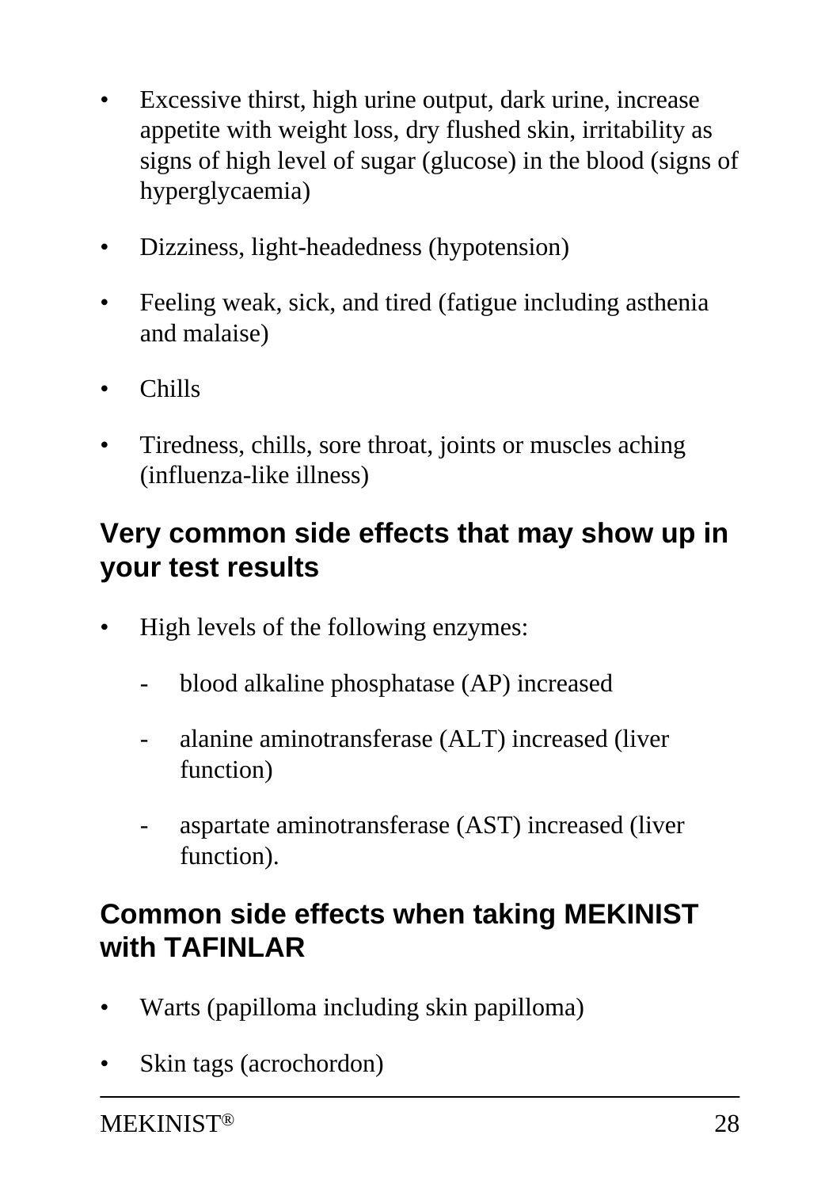- Excessive thirst, high urine output, dark urine, increase appetite with weight loss, dry flushed skin, irritability as signs of high level of sugar (glucose) in the blood (signs of hyperglycaemia)
- Dizziness, light-headedness (hypotension)
- Feeling weak, sick, and tired (fatigue including asthenia and malaise)
- Chills
- Tiredness, chills, sore throat, joints or muscles aching (influenza-like illness)

## Very common side effects that may show up in your test results

- High levels of the following enzymes:
  - blood alkaline phosphatase (AP) increased
  - alanine aminotransferase (ALT) increased (liver function)
  - aspartate aminotransferase (AST) increased (liver function).

## Common side effects when taking MEKINIST with TAFINLAR

- Warts (papilloma including skin papilloma)
- Skin tags (acrochordon)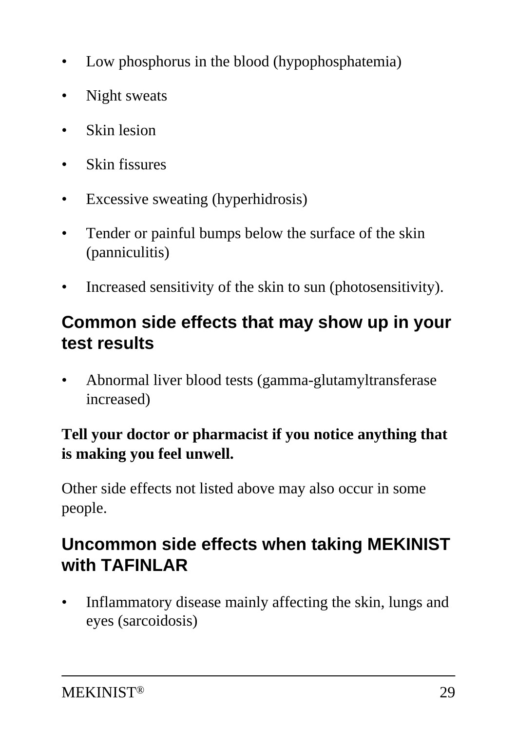- Low phosphorus in the blood (hypophosphatemia)
- Night sweats
- Skin lesion
- Skin fissures
- Excessive sweating (hyperhidrosis)
- Tender or painful bumps below the surface of the skin (panniculitis)
- Increased sensitivity of the skin to sun (photosensitivity).

## Common side effects that may show up in your test results

- Abnormal liver blood tests (gamma-glutamyltransferase increased)

**Tell your doctor or pharmacist if you notice anything that is making you feel unwell.**

Other side effects not listed above may also occur in some people.

## Uncommon side effects when taking MEKINIST with TAFINLAR

- Inflammatory disease mainly affecting the skin, lungs and eyes (sarcoidosis)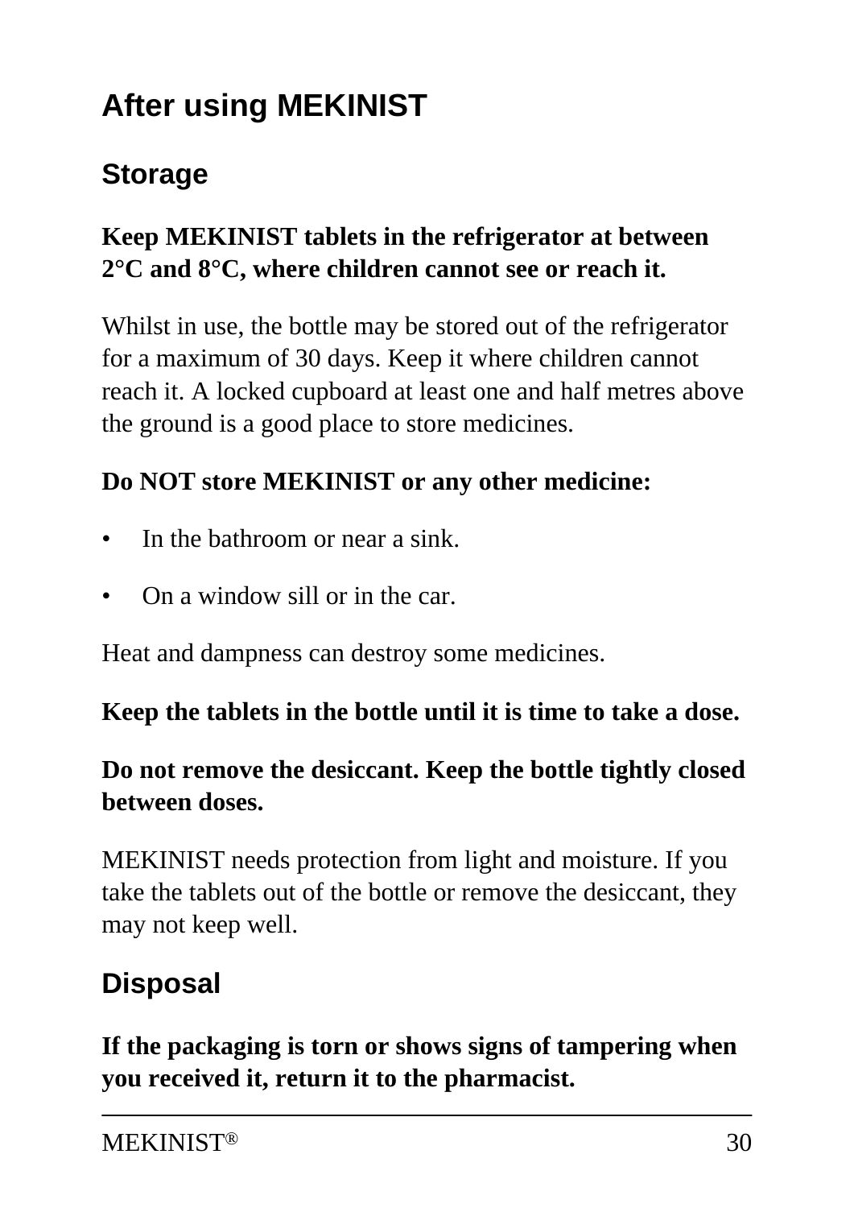# After using MEKINIST

## Storage

**Keep MEKINIST tablets in the refrigerator at between 2°C and 8°C, where children cannot see or reach it.**

Whilst in use, the bottle may be stored out of the refrigerator for a maximum of 30 days. Keep it where children cannot reach it. A locked cupboard at least one and half metres above the ground is a good place to store medicines.

**Do NOT store MEKINIST or any other medicine:**

- In the bathroom or near a sink.
- On a window sill or in the car.

Heat and dampness can destroy some medicines.

**Keep the tablets in the bottle until it is time to take a dose.**

**Do not remove the desiccant. Keep the bottle tightly closed between doses.**

MEKINIST needs protection from light and moisture. If you take the tablets out of the bottle or remove the desiccant, they may not keep well.

## Disposal

**If the packaging is torn or shows signs of tampering when you received it, return it to the pharmacist.**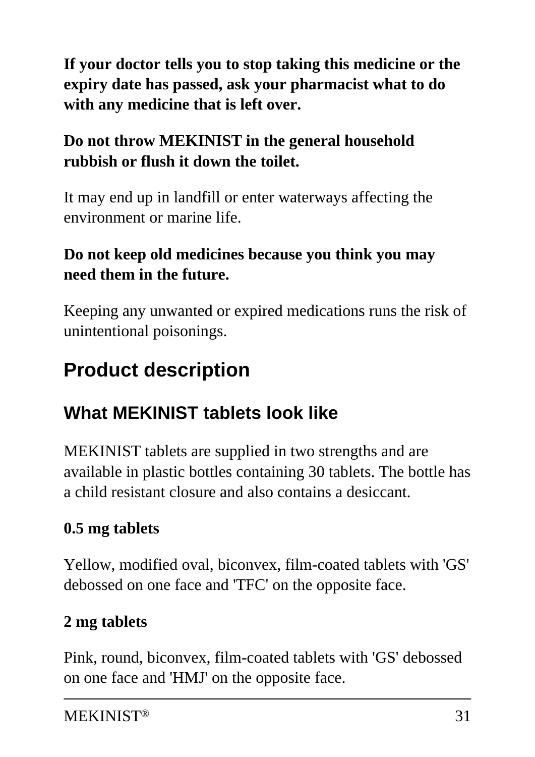**If your doctor tells you to stop taking this medicine or the expiry date has passed, ask your pharmacist what to do with any medicine that is left over.**

**Do not throw MEKINIST in the general household rubbish or flush it down the toilet.**

It may end up in landfill or enter waterways affecting the environment or marine life.

**Do not keep old medicines because you think you may need them in the future.**

Keeping any unwanted or expired medications runs the risk of unintentional poisonings.

# Product description

## What MEKINIST tablets look like

MEKINIST tablets are supplied in two strengths and are available in plastic bottles containing 30 tablets. The bottle has a child resistant closure and also contains a desiccant.

**0.5 mg tablets**

Yellow, modified oval, biconvex, film-coated tablets with 'GS' debossed on one face and 'TFC' on the opposite face.

**2 mg tablets**

Pink, round, biconvex, film-coated tablets with 'GS' debossed on one face and 'HMJ' on the opposite face.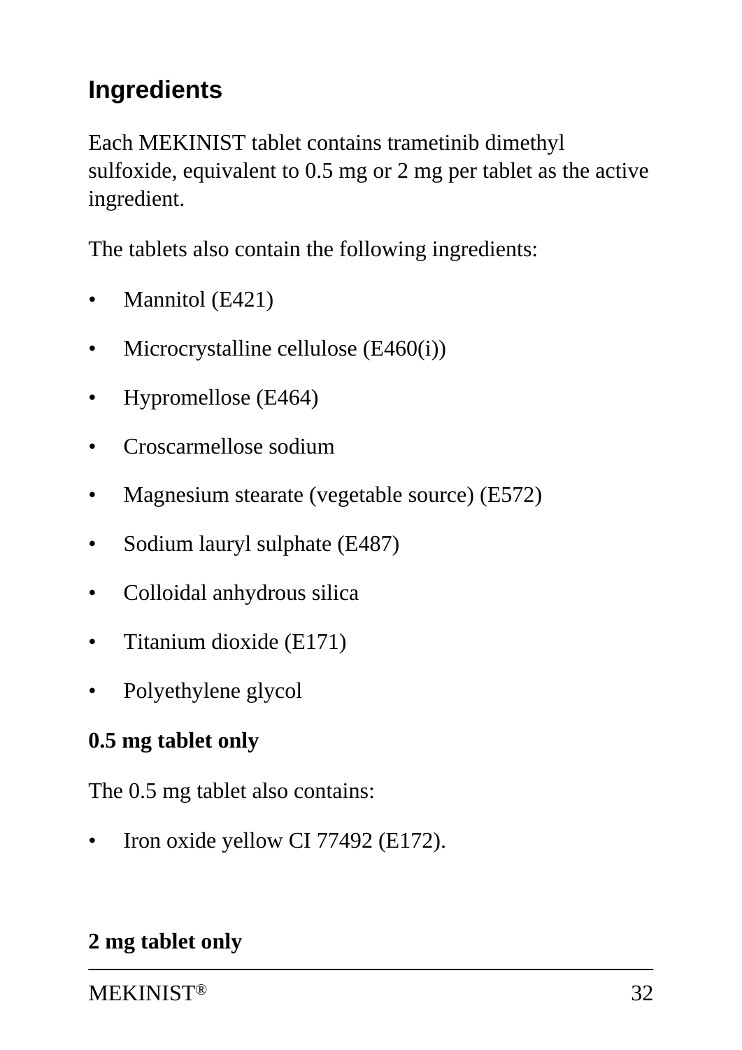## Ingredients

Each MEKINIST tablet contains trametinib dimethyl sulfoxide, equivalent to 0.5 mg or 2 mg per tablet as the active ingredient.

The tablets also contain the following ingredients:

- Mannitol (E421)
- Microcrystalline cellulose (E460(i))
- Hypromellose (E464)
- Croscarmellose sodium
- Magnesium stearate (vegetable source) (E572)
- Sodium lauryl sulphate (E487)
- Colloidal anhydrous silica
- Titanium dioxide (E171)
- Polyethylene glycol

**0.5 mg tablet only**

The 0.5 mg tablet also contains:

- Iron oxide yellow CI 77492 (E172).

**2 mg tablet only**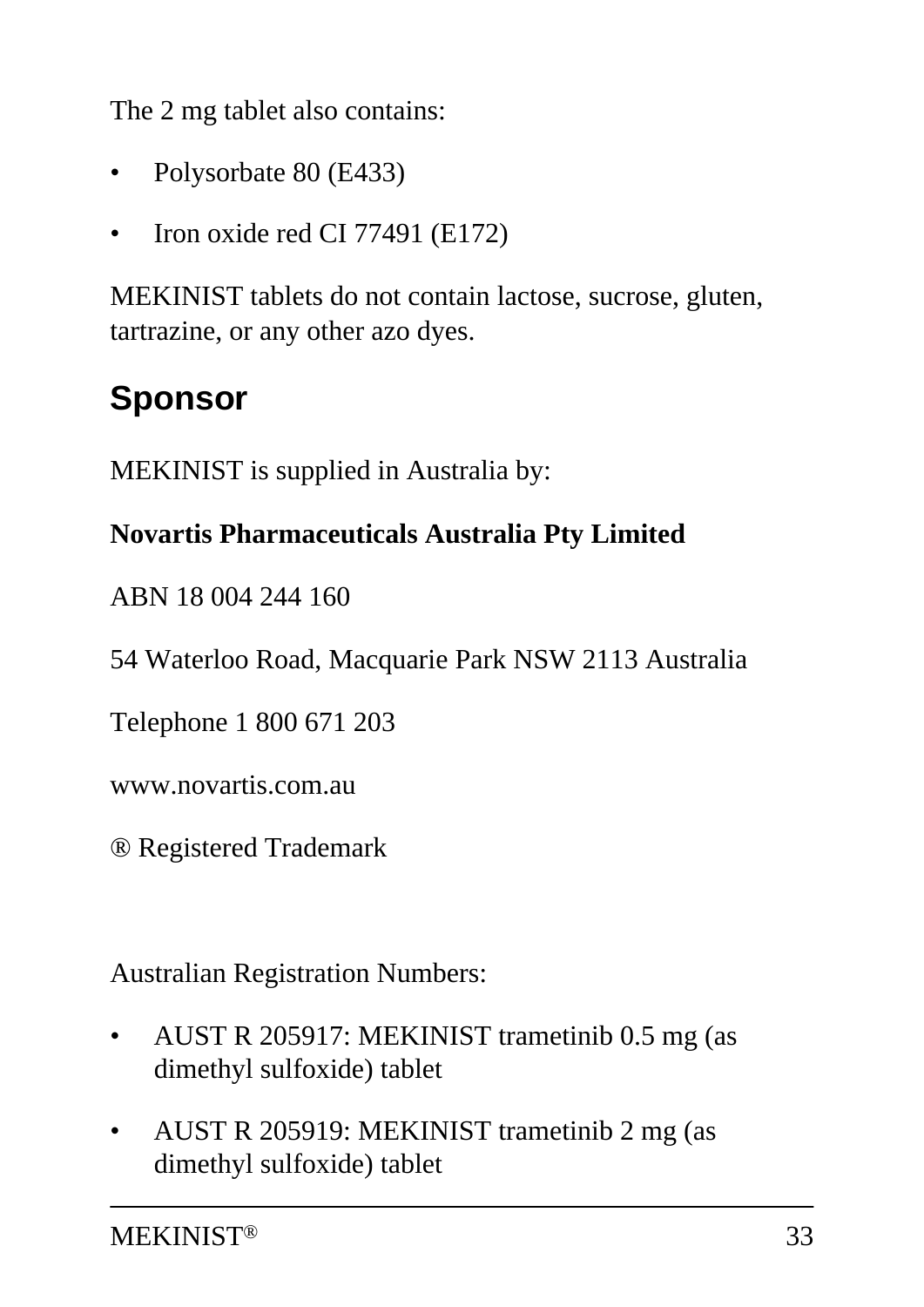The 2 mg tablet also contains:

- Polysorbate 80 (E433)
- Iron oxide red CI 77491 (E172)

MEKINIST tablets do not contain lactose, sucrose, gluten, tartrazine, or any other azo dyes.

## Sponsor

MEKINIST is supplied in Australia by:

**Novartis Pharmaceuticals Australia Pty Limited**

ABN 18 004 244 160

54 Waterloo Road, Macquarie Park NSW 2113 Australia

Telephone 1 800 671 203

www.novartis.com.au

® Registered Trademark

Australian Registration Numbers:

- AUST R 205917: MEKINIST trametinib 0.5 mg (as dimethyl sulfoxide) tablet
- AUST R 205919: MEKINIST trametinib 2 mg (as dimethyl sulfoxide) tablet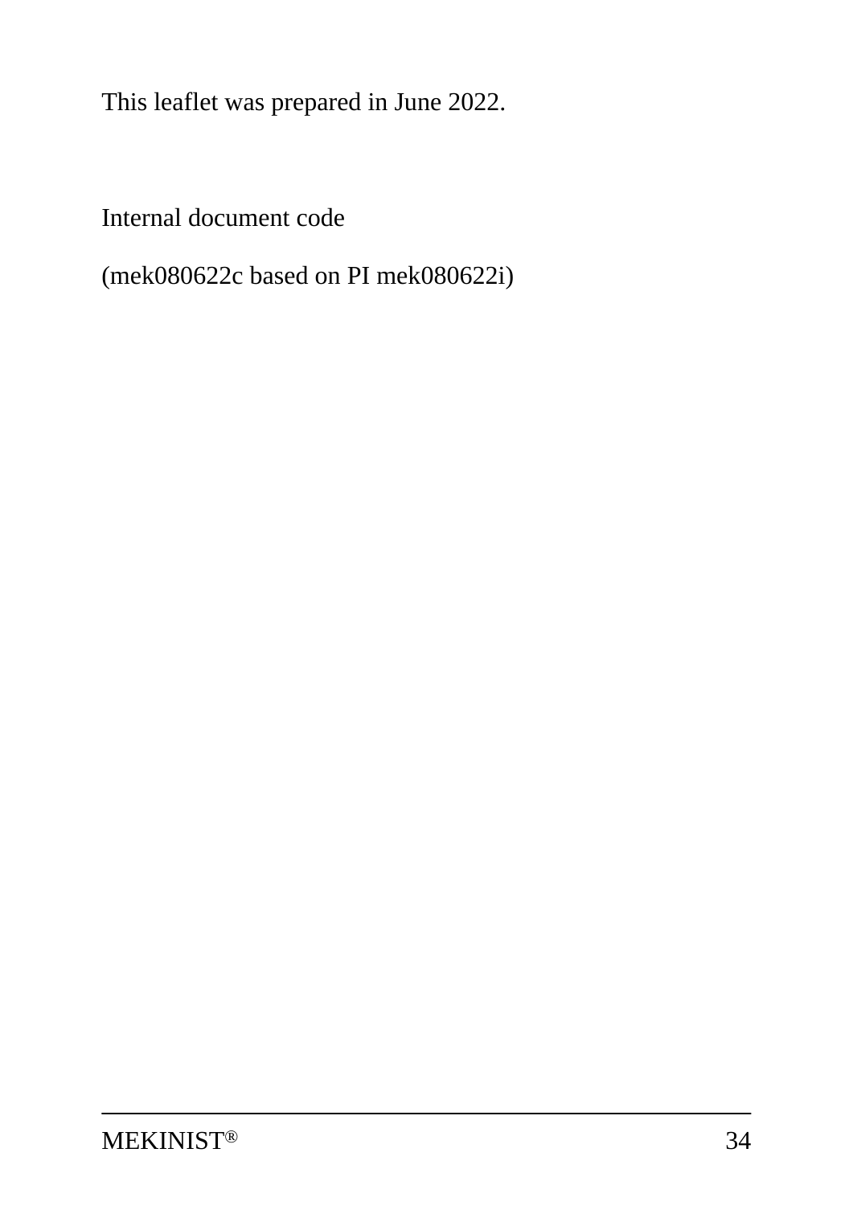This leaflet was prepared in June 2022.

Internal document code

(mek080622c based on PI mek080622i)